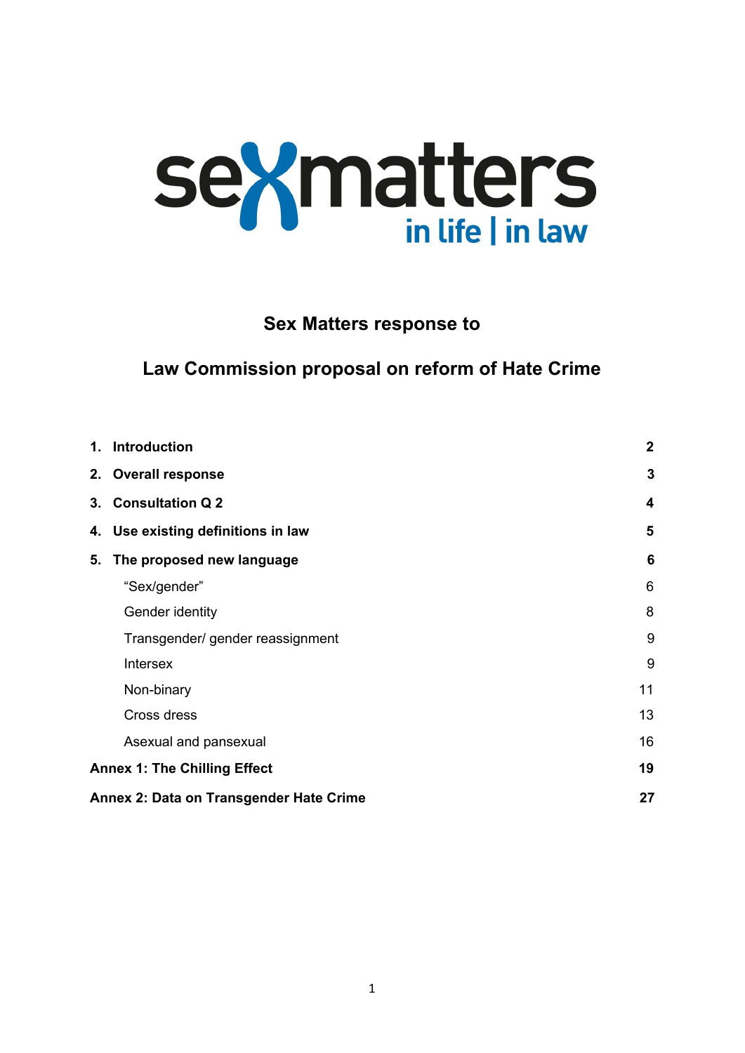sexmatters
in life | in law

# Sex Matters response to

# Law Commission proposal on reform of Hate Crime

| | |
|---|---|
| **1. Introduction** | **2** |
| **2. Overall response** | **3** |
| **3. Consultation Q 2** | **4** |
| **4. Use existing definitions in law** | **5** |
| **5. The proposed new language** | **6** |
| “Sex/gender” | 6 |
| Gender identity | 8 |
| Transgender/ gender reassignment | 9 |
| Intersex | 9 |
| Non-binary | 11 |
| Cross dress | 13 |
| Asexual and pansexual | 16 |
| **Annex 1: The Chilling Effect** | **19** |
| **Annex 2: Data on Transgender Hate Crime** | **27** |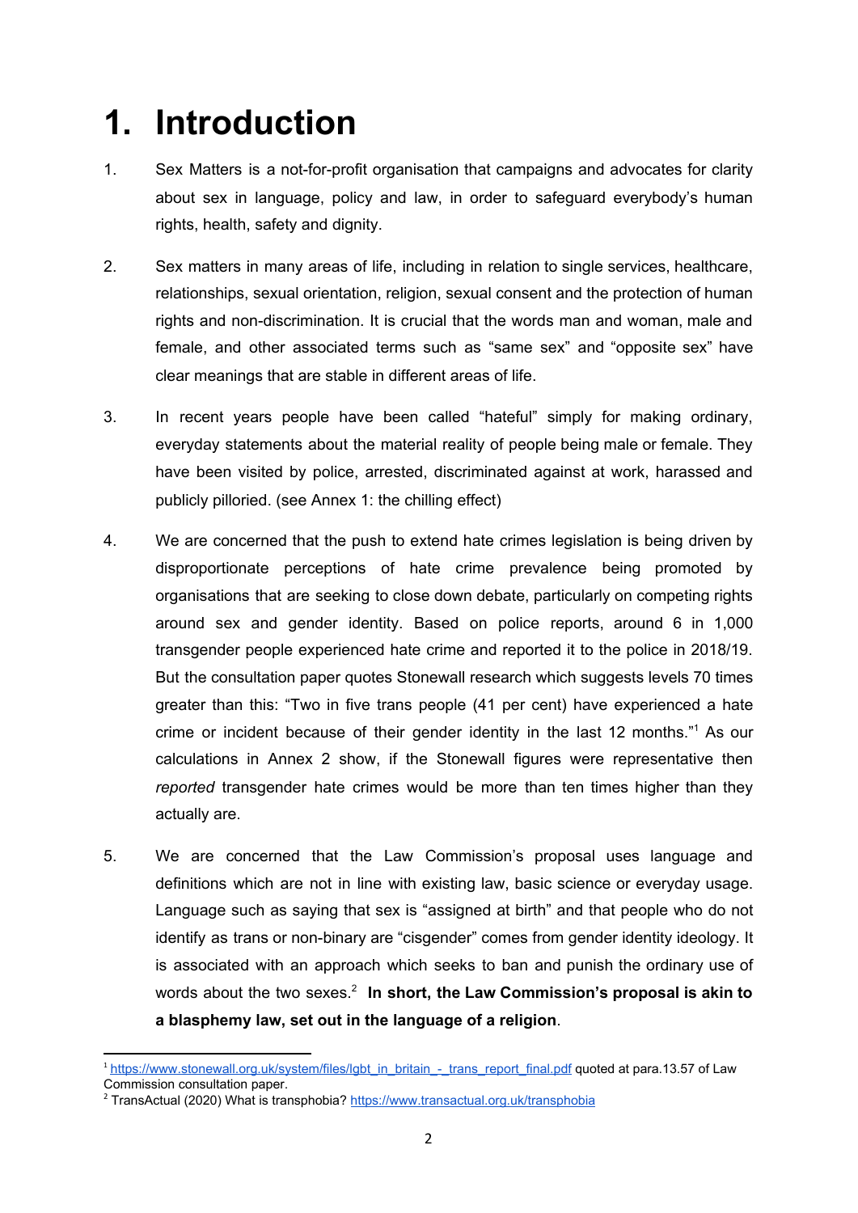# 1. Introduction

1. Sex Matters is a not-for-profit organisation that campaigns and advocates for clarity about sex in language, policy and law, in order to safeguard everybody's human rights, health, safety and dignity.

2. Sex matters in many areas of life, including in relation to single services, healthcare, relationships, sexual orientation, religion, sexual consent and the protection of human rights and non-discrimination. It is crucial that the words man and woman, male and female, and other associated terms such as "same sex" and "opposite sex" have clear meanings that are stable in different areas of life.

3. In recent years people have been called "hateful" simply for making ordinary, everyday statements about the material reality of people being male or female. They have been visited by police, arrested, discriminated against at work, harassed and publicly pilloried. (see Annex 1: the chilling effect)

4. We are concerned that the push to extend hate crimes legislation is being driven by disproportionate perceptions of hate crime prevalence being promoted by organisations that are seeking to close down debate, particularly on competing rights around sex and gender identity. Based on police reports, around 6 in 1,000 transgender people experienced hate crime and reported it to the police in 2018/19. But the consultation paper quotes Stonewall research which suggests levels 70 times greater than this: "Two in five trans people (41 per cent) have experienced a hate crime or incident because of their gender identity in the last 12 months."[1] As our calculations in Annex 2 show, if the Stonewall figures were representative then *reported* transgender hate crimes would be more than ten times higher than they actually are.

5. We are concerned that the Law Commission's proposal uses language and definitions which are not in line with existing law, basic science or everyday usage. Language such as saying that sex is "assigned at birth" and that people who do not identify as trans or non-binary are "cisgender" comes from gender identity ideology. It is associated with an approach which seeks to ban and punish the ordinary use of words about the two sexes.[2] **In short, the Law Commission's proposal is akin to a blasphemy law, set out in the language of a religion**.

---

[1] https://www.stonewall.org.uk/system/files/lgbt_in_britain_-_trans_report_final.pdf quoted at para.13.57 of Law Commission consultation paper.

[2] TransActual (2020) What is transphobia? https://www.transactual.org.uk/transphobia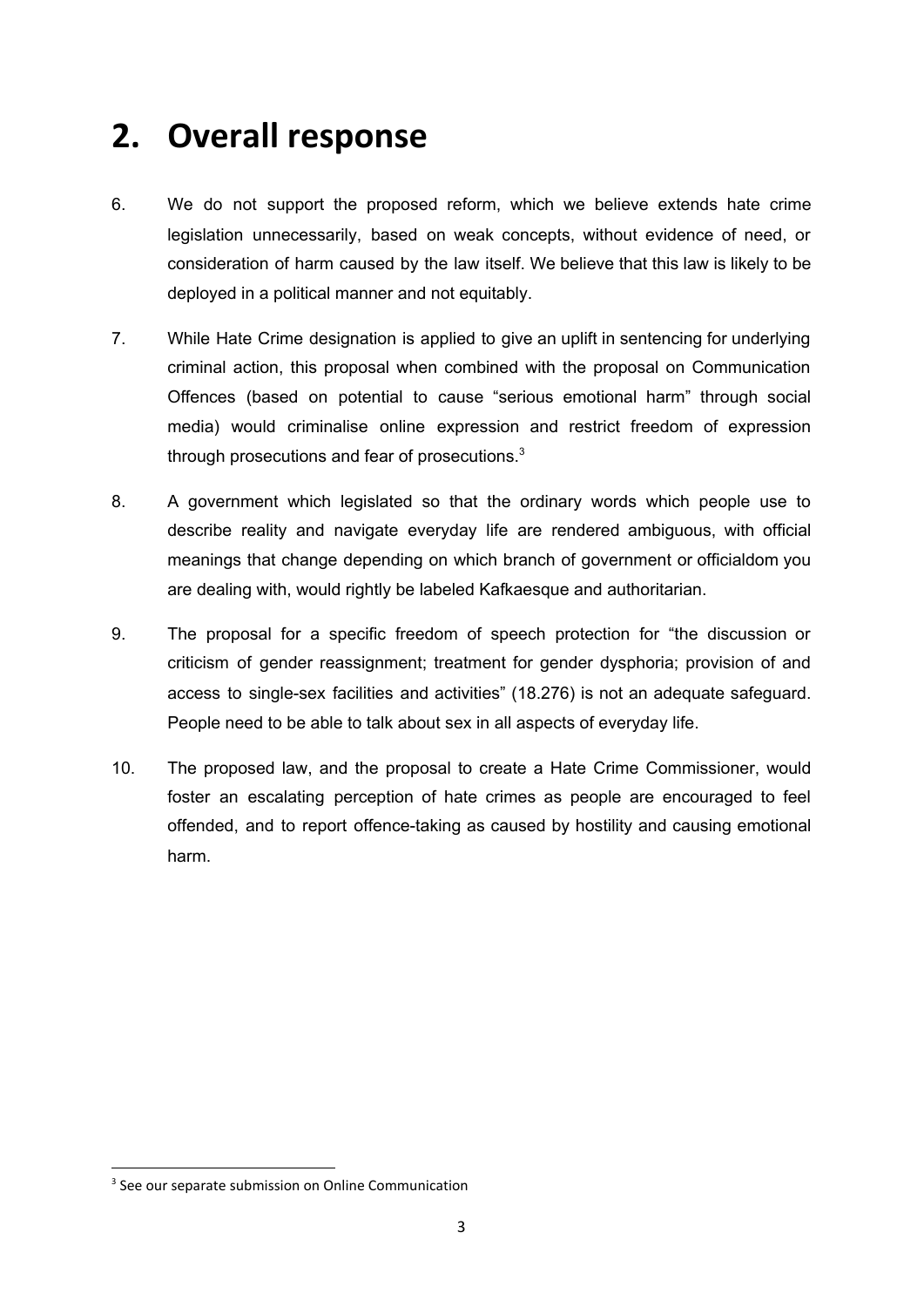## 2. Overall response

6. We do not support the proposed reform, which we believe extends hate crime legislation unnecessarily, based on weak concepts, without evidence of need, or consideration of harm caused by the law itself. We believe that this law is likely to be deployed in a political manner and not equitably.

7. While Hate Crime designation is applied to give an uplift in sentencing for underlying criminal action, this proposal when combined with the proposal on Communication Offences (based on potential to cause "serious emotional harm" through social media) would criminalise online expression and restrict freedom of expression through prosecutions and fear of prosecutions.[3]

8. A government which legislated so that the ordinary words which people use to describe reality and navigate everyday life are rendered ambiguous, with official meanings that change depending on which branch of government or officialdom you are dealing with, would rightly be labeled Kafkaesque and authoritarian.

9. The proposal for a specific freedom of speech protection for "the discussion or criticism of gender reassignment; treatment for gender dysphoria; provision of and access to single-sex facilities and activities" (18.276) is not an adequate safeguard. People need to be able to talk about sex in all aspects of everyday life.

10. The proposed law, and the proposal to create a Hate Crime Commissioner, would foster an escalating perception of hate crimes as people are encouraged to feel offended, and to report offence-taking as caused by hostility and causing emotional harm.

[3] See our separate submission on Online Communication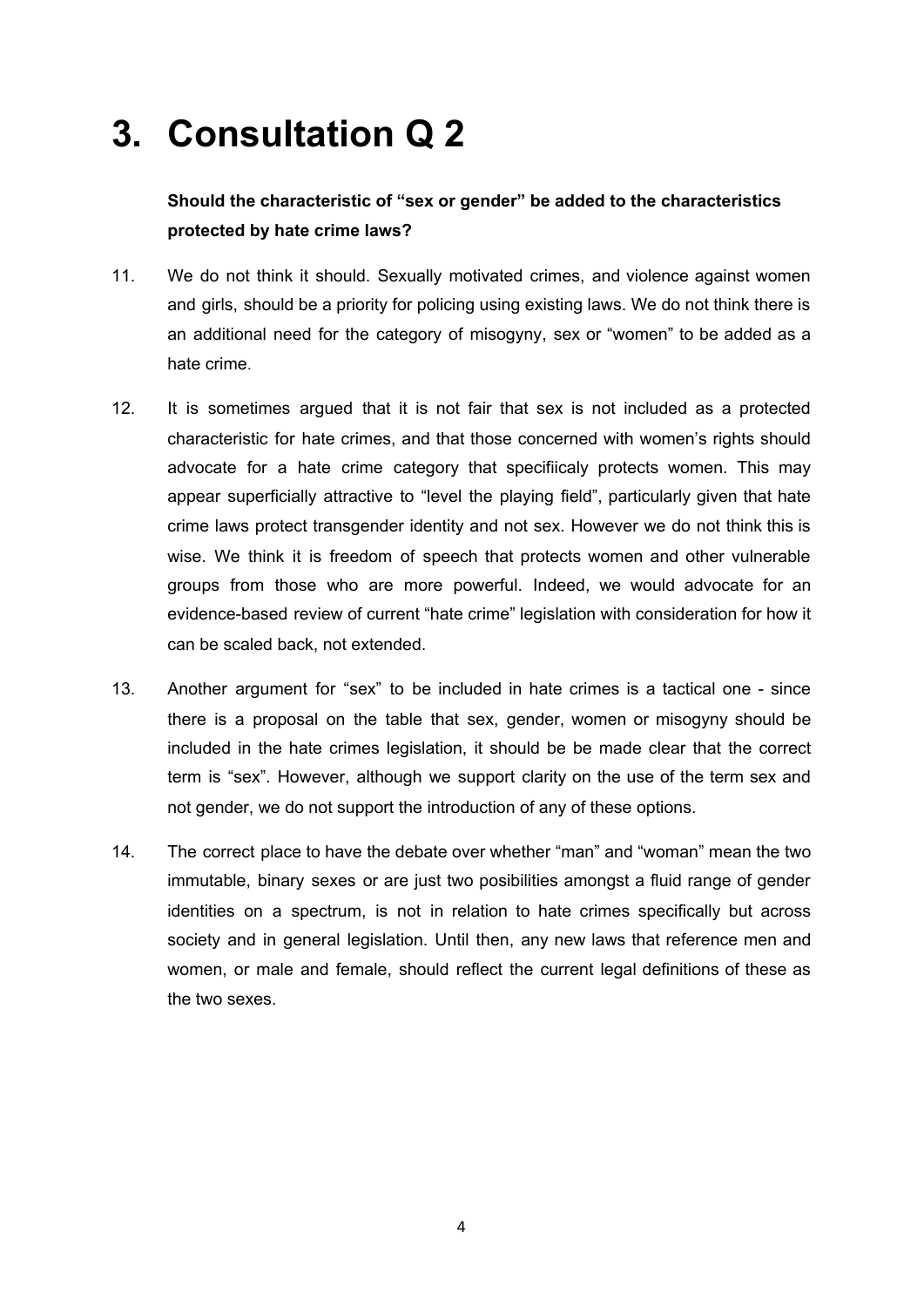# 3. Consultation Q 2

**Should the characteristic of "sex or gender" be added to the characteristics protected by hate crime laws?**

11. We do not think it should. Sexually motivated crimes, and violence against women and girls, should be a priority for policing using existing laws. We do not think there is an additional need for the category of misogyny, sex or "women" to be added as a hate crime.

12. It is sometimes argued that it is not fair that sex is not included as a protected characteristic for hate crimes, and that those concerned with women's rights should advocate for a hate crime category that specifiicaly protects women. This may appear superficially attractive to "level the playing field", particularly given that hate crime laws protect transgender identity and not sex. However we do not think this is wise. We think it is freedom of speech that protects women and other vulnerable groups from those who are more powerful. Indeed, we would advocate for an evidence-based review of current "hate crime" legislation with consideration for how it can be scaled back, not extended.

13. Another argument for "sex" to be included in hate crimes is a tactical one - since there is a proposal on the table that sex, gender, women or misogyny should be included in the hate crimes legislation, it should be be made clear that the correct term is "sex". However, although we support clarity on the use of the term sex and not gender, we do not support the introduction of any of these options.

14. The correct place to have the debate over whether "man" and "woman" mean the two immutable, binary sexes or are just two posibilities amongst a fluid range of gender identities on a spectrum, is not in relation to hate crimes specifically but across society and in general legislation. Until then, any new laws that reference men and women, or male and female, should reflect the current legal definitions of these as the two sexes.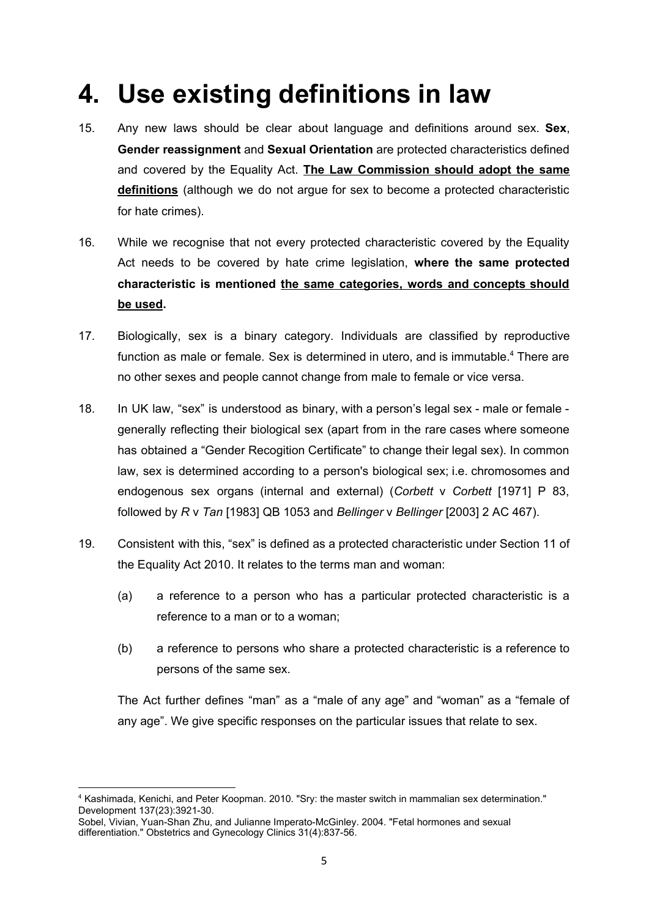# 4. Use existing definitions in law

15. Any new laws should be clear about language and definitions around sex. **Sex**, **Gender reassignment** and **Sexual Orientation** are protected characteristics defined and covered by the Equality Act. **<u>The Law Commission should adopt the same definitions</u>** (although we do not argue for sex to become a protected characteristic for hate crimes).

16. While we recognise that not every protected characteristic covered by the Equality Act needs to be covered by hate crime legislation, **where the same protected characteristic is mentioned <u>the same categories, words and concepts should be used</u>.**

17. Biologically, sex is a binary category. Individuals are classified by reproductive function as male or female. Sex is determined in utero, and is immutable.[4] There are no other sexes and people cannot change from male to female or vice versa.

18. In UK law, "sex" is understood as binary, with a person's legal sex - male or female - generally reflecting their biological sex (apart from in the rare cases where someone has obtained a "Gender Recogition Certificate" to change their legal sex). In common law, sex is determined according to a person's biological sex; i.e. chromosomes and endogenous sex organs (internal and external) (*Corbett* v *Corbett* [1971] P 83, followed by *R* v *Tan* [1983] QB 1053 and *Bellinger* v *Bellinger* [2003] 2 AC 467).

19. Consistent with this, "sex" is defined as a protected characteristic under Section 11 of the Equality Act 2010. It relates to the terms man and woman:

    (a) a reference to a person who has a particular protected characteristic is a reference to a man or to a woman;

    (b) a reference to persons who share a protected characteristic is a reference to persons of the same sex.

    The Act further defines "man" as a "male of any age" and "woman" as a "female of any age". We give specific responses on the particular issues that relate to sex.

---

[4] Kashimada, Kenichi, and Peter Koopman. 2010. "Sry: the master switch in mammalian sex determination." Development 137(23):3921-30.
Sobel, Vivian, Yuan-Shan Zhu, and Julianne Imperato-McGinley. 2004. "Fetal hormones and sexual differentiation." Obstetrics and Gynecology Clinics 31(4):837-56.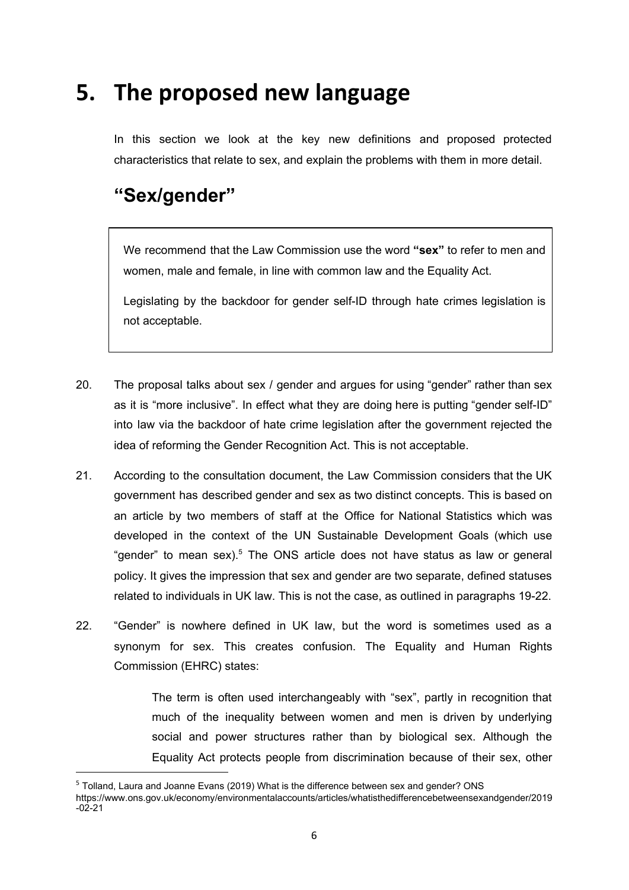# 5. The proposed new language

In this section we look at the key new definitions and proposed protected characteristics that relate to sex, and explain the problems with them in more detail.

## "Sex/gender"

> We recommend that the Law Commission use the word **"sex"** to refer to men and women, male and female, in line with common law and the Equality Act.
>
> Legislating by the backdoor for gender self-ID through hate crimes legislation is not acceptable.

20. The proposal talks about sex / gender and argues for using "gender" rather than sex as it is "more inclusive". In effect what they are doing here is putting "gender self-ID" into law via the backdoor of hate crime legislation after the government rejected the idea of reforming the Gender Recognition Act. This is not acceptable.

21. According to the consultation document, the Law Commission considers that the UK government has described gender and sex as two distinct concepts. This is based on an article by two members of staff at the Office for National Statistics which was developed in the context of the UN Sustainable Development Goals (which use "gender" to mean sex).[5] The ONS article does not have status as law or general policy. It gives the impression that sex and gender are two separate, defined statuses related to individuals in UK law. This is not the case, as outlined in paragraphs 19-22.

22. "Gender" is nowhere defined in UK law, but the word is sometimes used as a synonym for sex. This creates confusion. The Equality and Human Rights Commission (EHRC) states:

> The term is often used interchangeably with "sex", partly in recognition that much of the inequality between women and men is driven by underlying social and power structures rather than by biological sex. Although the Equality Act protects people from discrimination because of their sex, other

[5] Tolland, Laura and Joanne Evans (2019) What is the difference between sex and gender? ONS https://www.ons.gov.uk/economy/environmentalaccounts/articles/whatisthedifferencebetweensexandgender/2019-02-21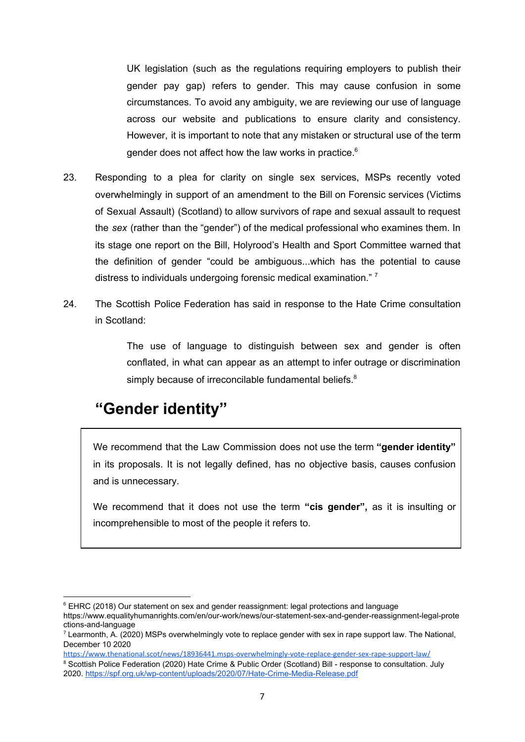> UK legislation (such as the regulations requiring employers to publish their gender pay gap) refers to gender. This may cause confusion in some circumstances. To avoid any ambiguity, we are reviewing our use of language across our website and publications to ensure clarity and consistency. However, it is important to note that any mistaken or structural use of the term gender does not affect how the law works in practice.[6]

23. Responding to a plea for clarity on single sex services, MSPs recently voted overwhelmingly in support of an amendment to the Bill on Forensic services (Victims of Sexual Assault) (Scotland) to allow survivors of rape and sexual assault to request the *sex* (rather than the "gender") of the medical professional who examines them. In its stage one report on the Bill, Holyrood's Health and Sport Committee warned that the definition of gender "could be ambiguous...which has the potential to cause distress to individuals undergoing forensic medical examination." [7]

24. The Scottish Police Federation has said in response to the Hate Crime consultation in Scotland:

> The use of language to distinguish between sex and gender is often conflated, in what can appear as an attempt to infer outrage or discrimination simply because of irreconcilable fundamental beliefs.[8]

## "Gender identity"

> We recommend that the Law Commission does not use the term **"gender identity"** in its proposals. It is not legally defined, has no objective basis, causes confusion and is unnecessary.
>
> We recommend that it does not use the term **"cis gender",** as it is insulting or incomprehensible to most of the people it refers to.

---

[6] EHRC (2018) Our statement on sex and gender reassignment: legal protections and language https://www.equalityhumanrights.com/en/our-work/news/our-statement-sex-and-gender-reassignment-legal-protections-and-language

[7] Learmonth, A. (2020) MSPs overwhelmingly vote to replace gender with sex in rape support law. The National, December 10 2020 https://www.thenational.scot/news/18936441.msps-overwhelmingly-vote-replace-gender-sex-rape-support-law/

[8] Scottish Police Federation (2020) Hate Crime & Public Order (Scotland) Bill - response to consultation. July 2020. https://spf.org.uk/wp-content/uploads/2020/07/Hate-Crime-Media-Release.pdf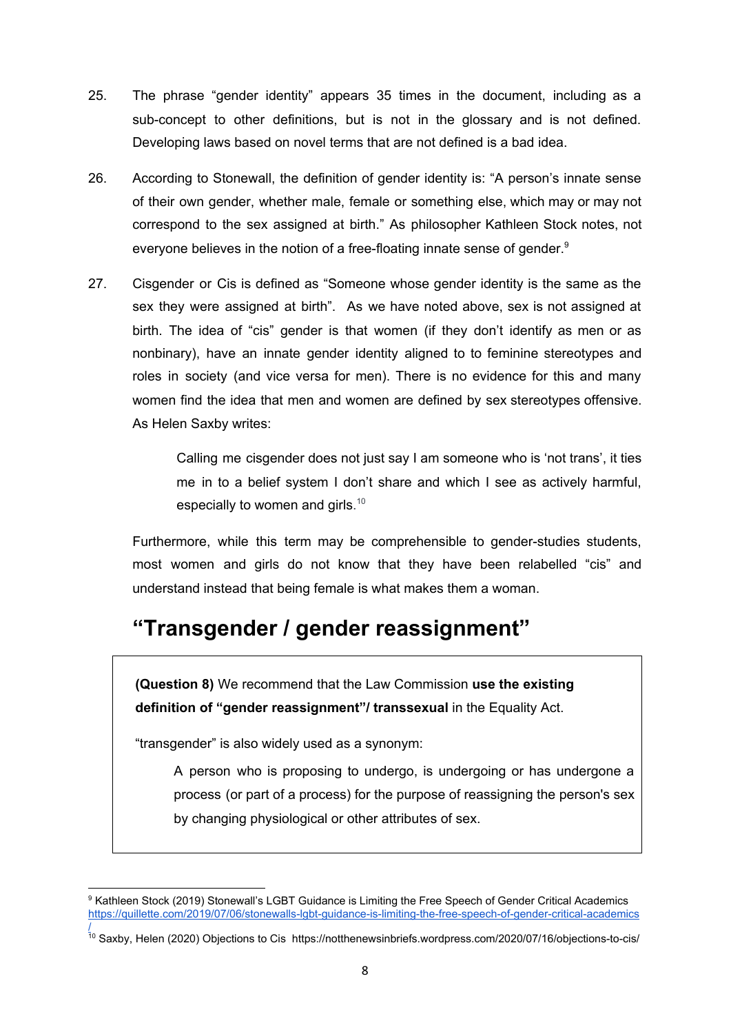25. The phrase "gender identity" appears 35 times in the document, including as a sub-concept to other definitions, but is not in the glossary and is not defined. Developing laws based on novel terms that are not defined is a bad idea.

26. According to Stonewall, the definition of gender identity is: "A person's innate sense of their own gender, whether male, female or something else, which may or may not correspond to the sex assigned at birth." As philosopher Kathleen Stock notes, not everyone believes in the notion of a free-floating innate sense of gender.[9]

27. Cisgender or Cis is defined as "Someone whose gender identity is the same as the sex they were assigned at birth". As we have noted above, sex is not assigned at birth. The idea of "cis" gender is that women (if they don't identify as men or as nonbinary), have an innate gender identity aligned to to feminine stereotypes and roles in society (and vice versa for men). There is no evidence for this and many women find the idea that men and women are defined by sex stereotypes offensive. As Helen Saxby writes:

> Calling me cisgender does not just say I am someone who is 'not trans', it ties me in to a belief system I don't share and which I see as actively harmful, especially to women and girls.[10]

Furthermore, while this term may be comprehensible to gender-studies students, most women and girls do not know that they have been relabelled "cis" and understand instead that being female is what makes them a woman.

## "Transgender / gender reassignment"

**(Question 8)** We recommend that the Law Commission **use the existing definition of "gender reassignment"/ transsexual** in the Equality Act.

"transgender" is also widely used as a synonym:

> A person who is proposing to undergo, is undergoing or has undergone a process (or part of a process) for the purpose of reassigning the person's sex by changing physiological or other attributes of sex.

---

[9] Kathleen Stock (2019) Stonewall's LGBT Guidance is Limiting the Free Speech of Gender Critical Academics https://quillette.com/2019/07/06/stonewalls-lgbt-guidance-is-limiting-the-free-speech-of-gender-critical-academics/

[10] Saxby, Helen (2020) Objections to Cis https://notthenewsinbriefs.wordpress.com/2020/07/16/objections-to-cis/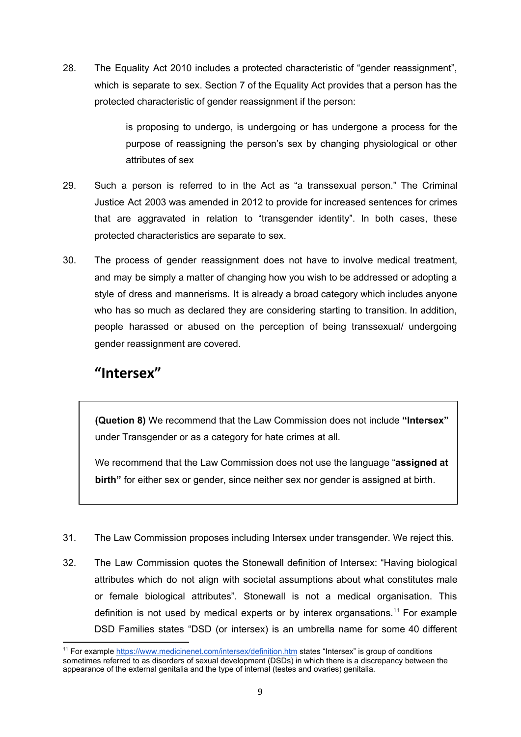28. The Equality Act 2010 includes a protected characteristic of "gender reassignment", which is separate to sex. Section 7 of the Equality Act provides that a person has the protected characteristic of gender reassignment if the person:

> is proposing to undergo, is undergoing or has undergone a process for the purpose of reassigning the person's sex by changing physiological or other attributes of sex

29. Such a person is referred to in the Act as "a transsexual person." The Criminal Justice Act 2003 was amended in 2012 to provide for increased sentences for crimes that are aggravated in relation to "transgender identity". In both cases, these protected characteristics are separate to sex.

30. The process of gender reassignment does not have to involve medical treatment, and may be simply a matter of changing how you wish to be addressed or adopting a style of dress and mannerisms. It is already a broad category which includes anyone who has so much as declared they are considering starting to transition. In addition, people harassed or abused on the perception of being transsexual/ undergoing gender reassignment are covered.

## "Intersex"

> **(Quetion 8)** We recommend that the Law Commission does not include **"Intersex"** under Transgender or as a category for hate crimes at all.
>
> We recommend that the Law Commission does not use the language "**assigned at birth"** for either sex or gender, since neither sex nor gender is assigned at birth.

31. The Law Commission proposes including Intersex under transgender. We reject this.

32. The Law Commission quotes the Stonewall definition of Intersex: "Having biological attributes which do not align with societal assumptions about what constitutes male or female biological attributes". Stonewall is not a medical organisation. This definition is not used by medical experts or by interex organsations.[11] For example DSD Families states "DSD (or intersex) is an umbrella name for some 40 different

[11] For example https://www.medicinenet.com/intersex/definition.htm states "Intersex" is group of conditions sometimes referred to as disorders of sexual development (DSDs) in which there is a discrepancy between the appearance of the external genitalia and the type of internal (testes and ovaries) genitalia.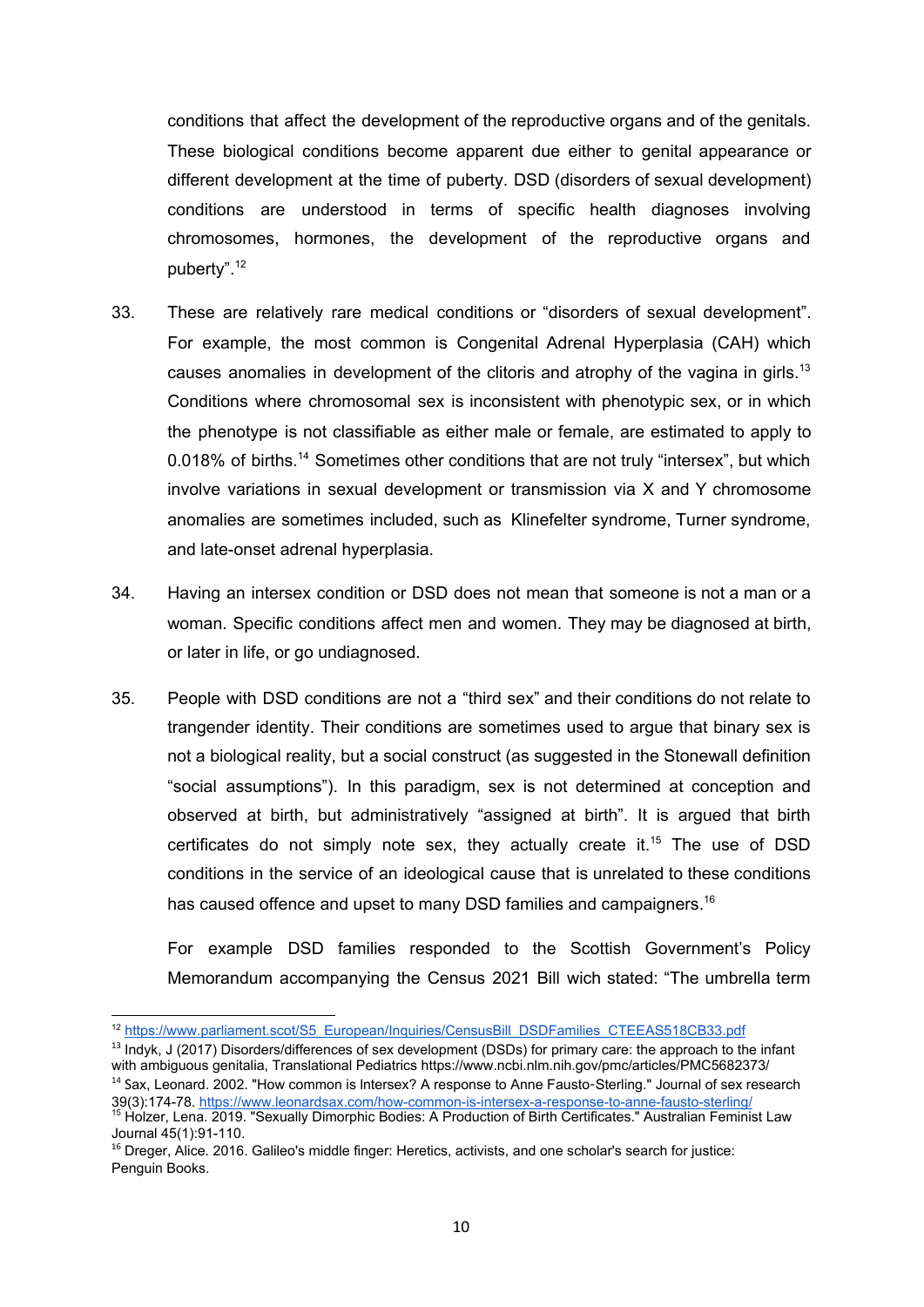conditions that affect the development of the reproductive organs and of the genitals. These biological conditions become apparent due either to genital appearance or different development at the time of puberty. DSD (disorders of sexual development) conditions are understood in terms of specific health diagnoses involving chromosomes, hormones, the development of the reproductive organs and puberty".[12]

33. These are relatively rare medical conditions or "disorders of sexual development". For example, the most common is Congenital Adrenal Hyperplasia (CAH) which causes anomalies in development of the clitoris and atrophy of the vagina in girls.[13] Conditions where chromosomal sex is inconsistent with phenotypic sex, or in which the phenotype is not classifiable as either male or female, are estimated to apply to 0.018% of births.[14] Sometimes other conditions that are not truly "intersex", but which involve variations in sexual development or transmission via X and Y chromosome anomalies are sometimes included, such as Klinefelter syndrome, Turner syndrome, and late-onset adrenal hyperplasia.

34. Having an intersex condition or DSD does not mean that someone is not a man or a woman. Specific conditions affect men and women. They may be diagnosed at birth, or later in life, or go undiagnosed.

35. People with DSD conditions are not a "third sex" and their conditions do not relate to trangender identity. Their conditions are sometimes used to argue that binary sex is not a biological reality, but a social construct (as suggested in the Stonewall definition "social assumptions"). In this paradigm, sex is not determined at conception and observed at birth, but administratively "assigned at birth". It is argued that birth certificates do not simply note sex, they actually create it.[15] The use of DSD conditions in the service of an ideological cause that is unrelated to these conditions has caused offence and upset to many DSD families and campaigners.[16]

    For example DSD families responded to the Scottish Government's Policy Memorandum accompanying the Census 2021 Bill wich stated: "The umbrella term

---

[12] https://www.parliament.scot/S5_European/Inquiries/CensusBill_DSDFamilies_CTEEAS518CB33.pdf

[13] Indyk, J (2017) Disorders/differences of sex development (DSDs) for primary care: the approach to the infant with ambiguous genitalia, Translational Pediatrics https://www.ncbi.nlm.nih.gov/pmc/articles/PMC5682373/

[14] Sax, Leonard. 2002. "How common is Intersex? A response to Anne Fausto-Sterling." Journal of sex research 39(3):174-78. https://www.leonardsax.com/how-common-is-intersex-a-response-to-anne-fausto-sterling/

[15] Holzer, Lena. 2019. "Sexually Dimorphic Bodies: A Production of Birth Certificates." Australian Feminist Law Journal 45(1):91-110.

[16] Dreger, Alice. 2016. Galileo's middle finger: Heretics, activists, and one scholar's search for justice: Penguin Books.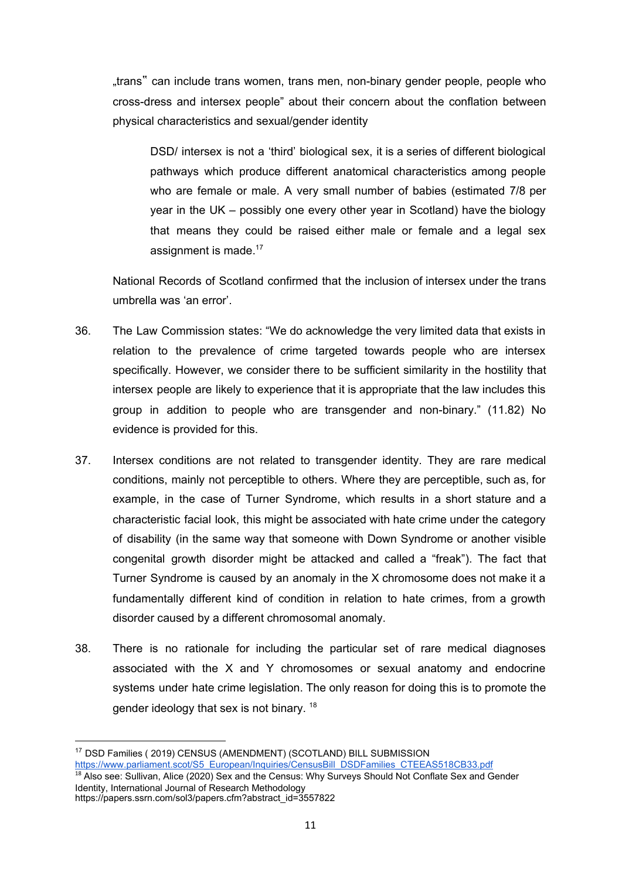„trans" can include trans women, trans men, non-binary gender people, people who cross-dress and intersex people" about their concern about the conflation between physical characteristics and sexual/gender identity

> DSD/ intersex is not a 'third' biological sex, it is a series of different biological pathways which produce different anatomical characteristics among people who are female or male. A very small number of babies (estimated 7/8 per year in the UK – possibly one every other year in Scotland) have the biology that means they could be raised either male or female and a legal sex assignment is made.[17]

National Records of Scotland confirmed that the inclusion of intersex under the trans umbrella was 'an error'.

36. The Law Commission states: "We do acknowledge the very limited data that exists in relation to the prevalence of crime targeted towards people who are intersex specifically. However, we consider there to be sufficient similarity in the hostility that intersex people are likely to experience that it is appropriate that the law includes this group in addition to people who are transgender and non-binary." (11.82) No evidence is provided for this.

37. Intersex conditions are not related to transgender identity. They are rare medical conditions, mainly not perceptible to others. Where they are perceptible, such as, for example, in the case of Turner Syndrome, which results in a short stature and a characteristic facial look, this might be associated with hate crime under the category of disability (in the same way that someone with Down Syndrome or another visible congenital growth disorder might be attacked and called a "freak"). The fact that Turner Syndrome is caused by an anomaly in the X chromosome does not make it a fundamentally different kind of condition in relation to hate crimes, from a growth disorder caused by a different chromosomal anomaly.

38. There is no rationale for including the particular set of rare medical diagnoses associated with the X and Y chromosomes or sexual anatomy and endocrine systems under hate crime legislation. The only reason for doing this is to promote the gender ideology that sex is not binary. [18]

---

[17] DSD Families ( 2019) CENSUS (AMENDMENT) (SCOTLAND) BILL SUBMISSION https://www.parliament.scot/S5_European/Inquiries/CensusBill_DSDFamilies_CTEEAS518CB33.pdf

[18] Also see: Sullivan, Alice (2020) Sex and the Census: Why Surveys Should Not Conflate Sex and Gender Identity, International Journal of Research Methodology https://papers.ssrn.com/sol3/papers.cfm?abstract_id=3557822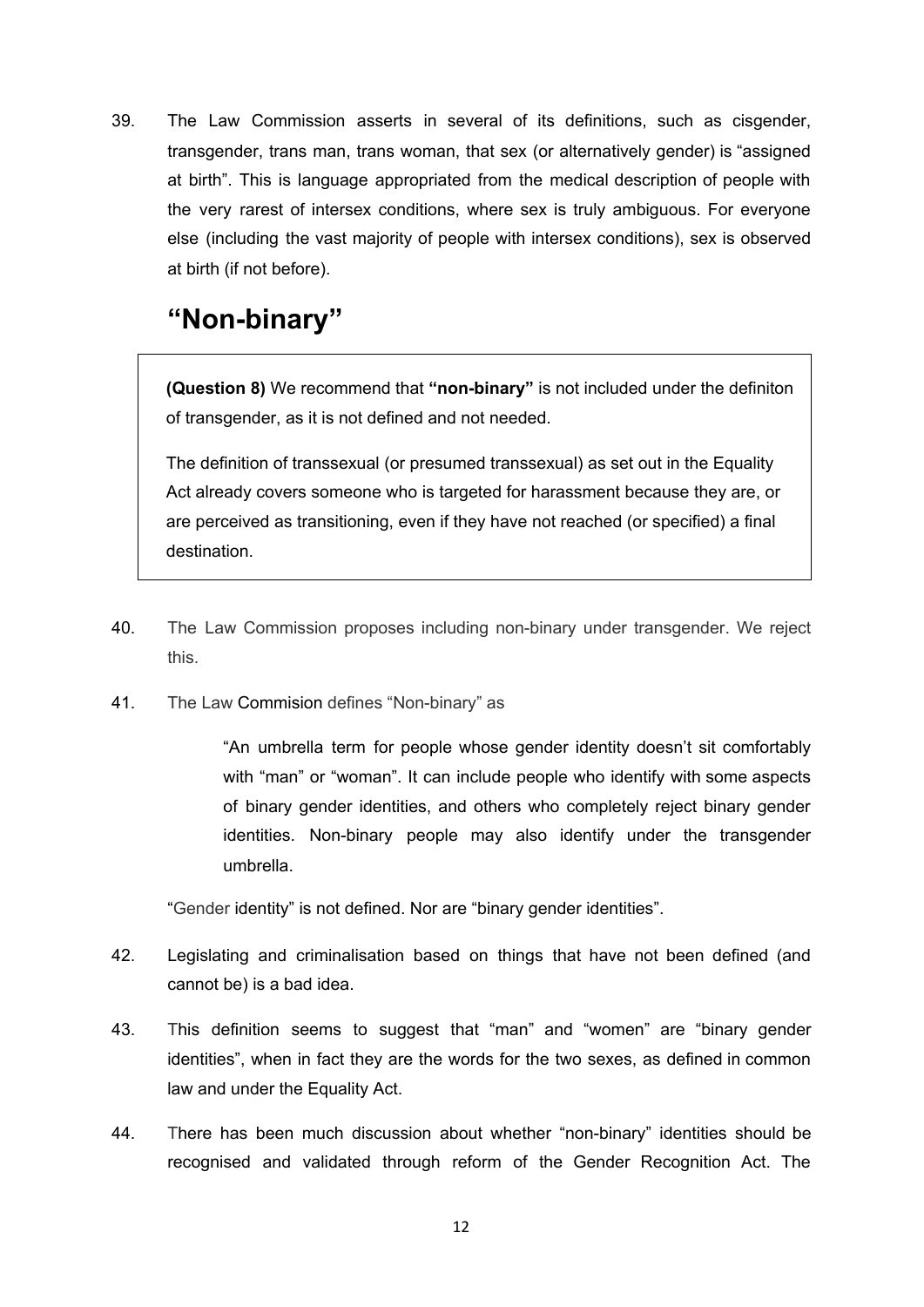39. The Law Commission asserts in several of its definitions, such as cisgender, transgender, trans man, trans woman, that sex (or alternatively gender) is "assigned at birth". This is language appropriated from the medical description of people with the very rarest of intersex conditions, where sex is truly ambiguous. For everyone else (including the vast majority of people with intersex conditions), sex is observed at birth (if not before).

## "Non-binary"

> **(Question 8)** We recommend that **"non-binary"** is not included under the definiton of transgender, as it is not defined and not needed.
>
> The definition of transsexual (or presumed transsexual) as set out in the Equality Act already covers someone who is targeted for harassment because they are, or are perceived as transitioning, even if they have not reached (or specified) a final destination.

40. The Law Commission proposes including non-binary under transgender. We reject this.

41. The Law Commision defines "Non-binary" as

> "An umbrella term for people whose gender identity doesn't sit comfortably with "man" or "woman". It can include people who identify with some aspects of binary gender identities, and others who completely reject binary gender identities. Non-binary people may also identify under the transgender umbrella.

"Gender identity" is not defined. Nor are "binary gender identities".

42. Legislating and criminalisation based on things that have not been defined (and cannot be) is a bad idea.

43. This definition seems to suggest that "man" and "women" are "binary gender identities", when in fact they are the words for the two sexes, as defined in common law and under the Equality Act.

44. There has been much discussion about whether "non-binary" identities should be recognised and validated through reform of the Gender Recognition Act. The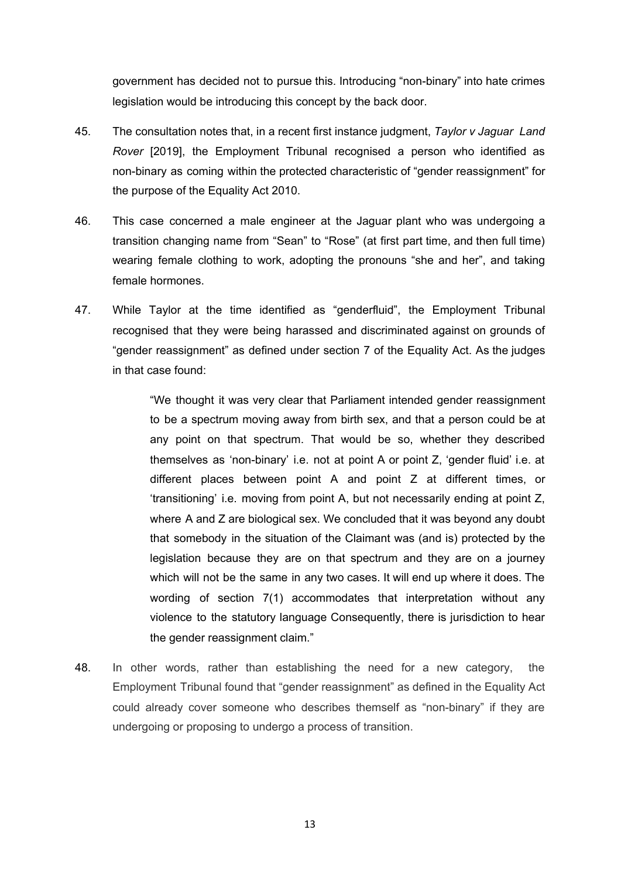government has decided not to pursue this. Introducing "non-binary" into hate crimes legislation would be introducing this concept by the back door.

45. The consultation notes that, in a recent first instance judgment, *Taylor v Jaguar Land Rover* [2019], the Employment Tribunal recognised a person who identified as non-binary as coming within the protected characteristic of "gender reassignment" for the purpose of the Equality Act 2010.

46. This case concerned a male engineer at the Jaguar plant who was undergoing a transition changing name from "Sean" to "Rose" (at first part time, and then full time) wearing female clothing to work, adopting the pronouns "she and her", and taking female hormones.

47. While Taylor at the time identified as "genderfluid", the Employment Tribunal recognised that they were being harassed and discriminated against on grounds of "gender reassignment" as defined under section 7 of the Equality Act. As the judges in that case found:

> "We thought it was very clear that Parliament intended gender reassignment to be a spectrum moving away from birth sex, and that a person could be at any point on that spectrum. That would be so, whether they described themselves as 'non-binary' i.e. not at point A or point Z, 'gender fluid' i.e. at different places between point A and point Z at different times, or 'transitioning' i.e. moving from point A, but not necessarily ending at point Z, where A and Z are biological sex. We concluded that it was beyond any doubt that somebody in the situation of the Claimant was (and is) protected by the legislation because they are on that spectrum and they are on a journey which will not be the same in any two cases. It will end up where it does. The wording of section 7(1) accommodates that interpretation without any violence to the statutory language Consequently, there is jurisdiction to hear the gender reassignment claim."

48. In other words, rather than establishing the need for a new category, the Employment Tribunal found that "gender reassignment" as defined in the Equality Act could already cover someone who describes themself as "non-binary" if they are undergoing or proposing to undergo a process of transition.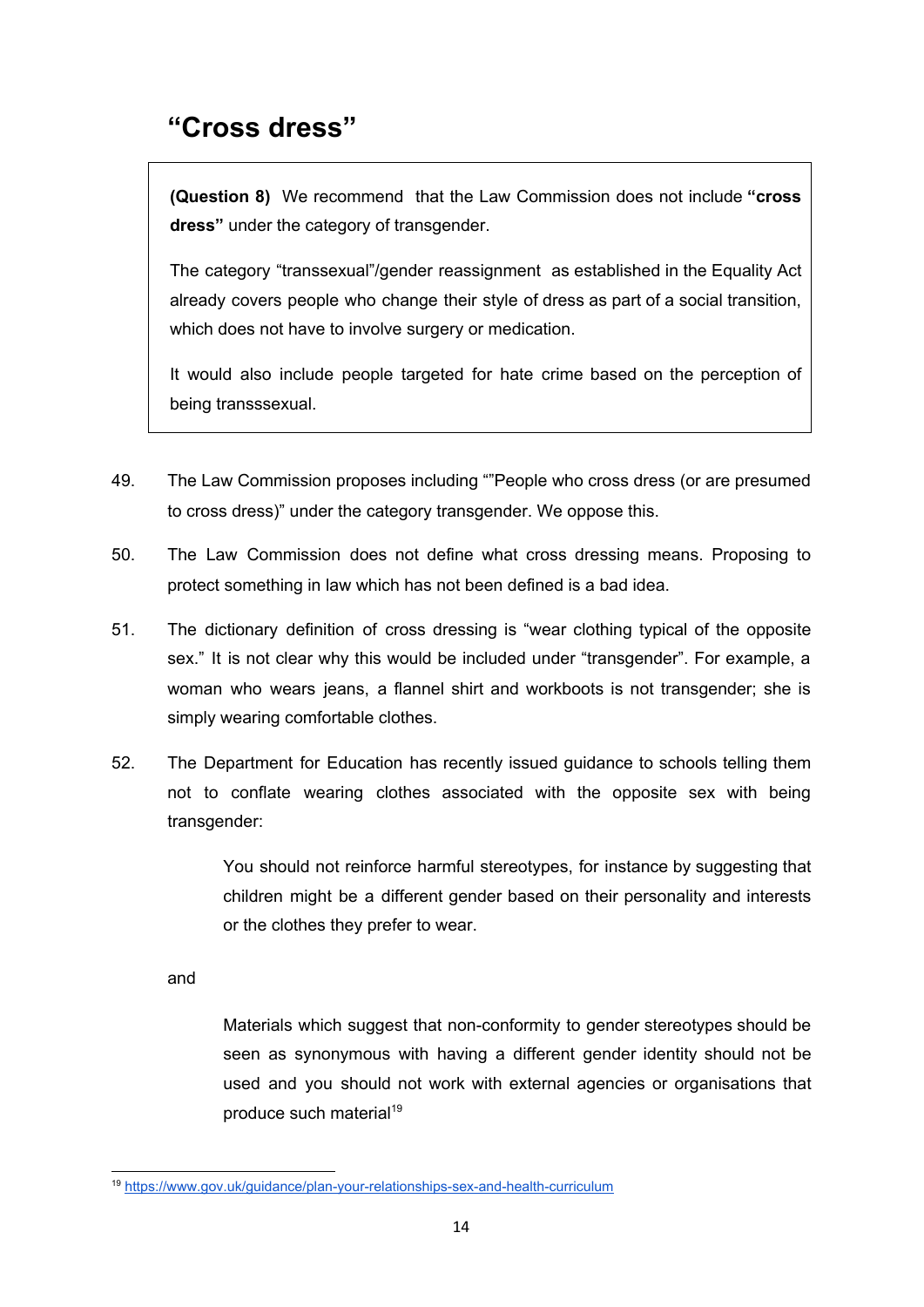# "Cross dress"

> **(Question 8)** We recommend that the Law Commission does not include **"cross dress"** under the category of transgender.
>
> The category "transsexual"/gender reassignment as established in the Equality Act already covers people who change their style of dress as part of a social transition, which does not have to involve surgery or medication.
>
> It would also include people targeted for hate crime based on the perception of being transssexual.

49. The Law Commission proposes including ""People who cross dress (or are presumed to cross dress)" under the category transgender. We oppose this.

50. The Law Commission does not define what cross dressing means. Proposing to protect something in law which has not been defined is a bad idea.

51. The dictionary definition of cross dressing is "wear clothing typical of the opposite sex." It is not clear why this would be included under "transgender". For example, a woman who wears jeans, a flannel shirt and workboots is not transgender; she is simply wearing comfortable clothes.

52. The Department for Education has recently issued guidance to schools telling them not to conflate wearing clothes associated with the opposite sex with being transgender:

    > You should not reinforce harmful stereotypes, for instance by suggesting that children might be a different gender based on their personality and interests or the clothes they prefer to wear.

    and

    > Materials which suggest that non-conformity to gender stereotypes should be seen as synonymous with having a different gender identity should not be used and you should not work with external agencies or organisations that produce such material[19]

---

[19] https://www.gov.uk/guidance/plan-your-relationships-sex-and-health-curriculum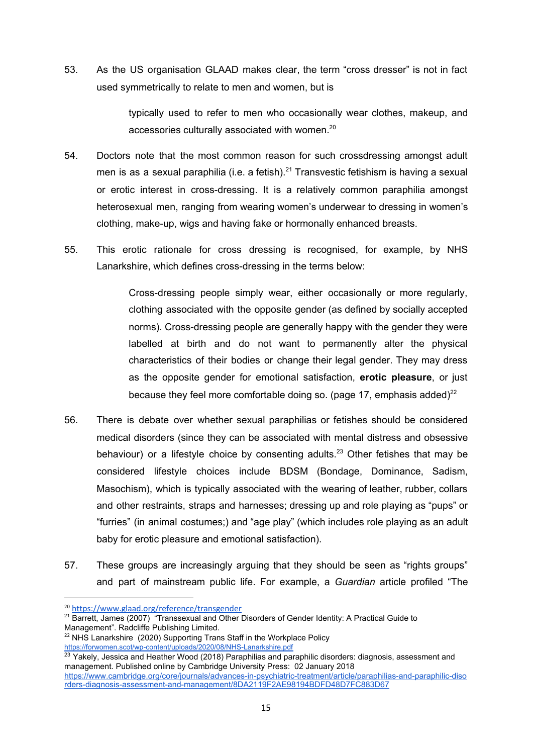53. As the US organisation GLAAD makes clear, the term "cross dresser" is not in fact used symmetrically to relate to men and women, but is

> typically used to refer to men who occasionally wear clothes, makeup, and accessories culturally associated with women.[20]

54. Doctors note that the most common reason for such crossdressing amongst adult men is as a sexual paraphilia (i.e. a fetish).[21] Transvestic fetishism is having a sexual or erotic interest in cross-dressing. It is a relatively common paraphilia amongst heterosexual men, ranging from wearing women's underwear to dressing in women's clothing, make-up, wigs and having fake or hormonally enhanced breasts.

55. This erotic rationale for cross dressing is recognised, for example, by NHS Lanarkshire, which defines cross-dressing in the terms below:

> Cross-dressing people simply wear, either occasionally or more regularly, clothing associated with the opposite gender (as defined by socially accepted norms). Cross-dressing people are generally happy with the gender they were labelled at birth and do not want to permanently alter the physical characteristics of their bodies or change their legal gender. They may dress as the opposite gender for emotional satisfaction, **erotic pleasure**, or just because they feel more comfortable doing so. (page 17, emphasis added)[22]

56. There is debate over whether sexual paraphilias or fetishes should be considered medical disorders (since they can be associated with mental distress and obsessive behaviour) or a lifestyle choice by consenting adults.[23] Other fetishes that may be considered lifestyle choices include BDSM (Bondage, Dominance, Sadism, Masochism), which is typically associated with the wearing of leather, rubber, collars and other restraints, straps and harnesses; dressing up and role playing as "pups" or "furries" (in animal costumes;) and "age play" (which includes role playing as an adult baby for erotic pleasure and emotional satisfaction).

57. These groups are increasingly arguing that they should be seen as "rights groups" and part of mainstream public life. For example, a *Guardian* article profiled "The

---

[20] https://www.glaad.org/reference/transgender

[21] Barrett, James (2007) "Transsexual and Other Disorders of Gender Identity: A Practical Guide to Management". Radcliffe Publishing Limited.

[22] NHS Lanarkshire (2020) Supporting Trans Staff in the Workplace Policy https://forwomen.scot/wp-content/uploads/2020/08/NHS-Lanarkshire.pdf

[23] Yakely, Jessica and Heather Wood (2018) Paraphilias and paraphilic disorders: diagnosis, assessment and management. Published online by Cambridge University Press: 02 January 2018 https://www.cambridge.org/core/journals/advances-in-psychiatric-treatment/article/paraphilias-and-paraphilic-disorders-diagnosis-assessment-and-management/8DA2119F2AE98194BDFD48D7FC883D67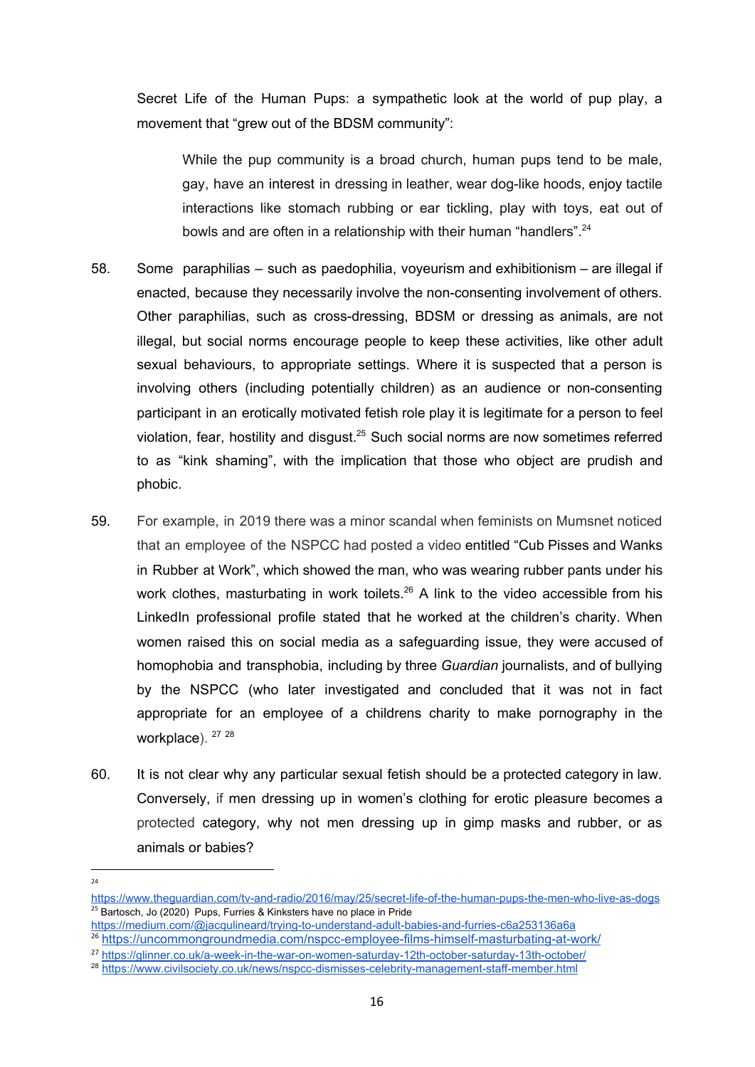Secret Life of the Human Pups: a sympathetic look at the world of pup play, a movement that "grew out of the BDSM community":

> While the pup community is a broad church, human pups tend to be male, gay, have an interest in dressing in leather, wear dog-like hoods, enjoy tactile interactions like stomach rubbing or ear tickling, play with toys, eat out of bowls and are often in a relationship with their human "handlers".[24]

58. Some paraphilias – such as paedophilia, voyeurism and exhibitionism – are illegal if enacted, because they necessarily involve the non-consenting involvement of others. Other paraphilias, such as cross-dressing, BDSM or dressing as animals, are not illegal, but social norms encourage people to keep these activities, like other adult sexual behaviours, to appropriate settings. Where it is suspected that a person is involving others (including potentially children) as an audience or non-consenting participant in an erotically motivated fetish role play it is legitimate for a person to feel violation, fear, hostility and disgust.[25] Such social norms are now sometimes referred to as "kink shaming", with the implication that those who object are prudish and phobic.

59. For example, in 2019 there was a minor scandal when feminists on Mumsnet noticed that an employee of the NSPCC had posted a video entitled "Cub Pisses and Wanks in Rubber at Work", which showed the man, who was wearing rubber pants under his work clothes, masturbating in work toilets.[26] A link to the video accessible from his LinkedIn professional profile stated that he worked at the children's charity. When women raised this on social media as a safeguarding issue, they were accused of homophobia and transphobia, including by three *Guardian* journalists, and of bullying by the NSPCC (who later investigated and concluded that it was not in fact appropriate for an employee of a childrens charity to make pornography in the workplace). [27] [28]

60. It is not clear why any particular sexual fetish should be a protected category in law. Conversely, if men dressing up in women's clothing for erotic pleasure becomes a protected category, why not men dressing up in gimp masks and rubber, or as animals or babies?

---

[24] https://www.theguardian.com/tv-and-radio/2016/may/25/secret-life-of-the-human-pups-the-men-who-live-as-dogs

[25] Bartosch, Jo (2020) Pups, Furries & Kinksters have no place in Pride https://medium.com/@jacqulineard/trying-to-understand-adult-babies-and-furries-c6a253136a6a

[26] https://uncommongroundmedia.com/nspcc-employee-films-himself-masturbating-at-work/

[27] https://glinner.co.uk/a-week-in-the-war-on-women-saturday-12th-october-saturday-13th-october/

[28] https://www.civilsociety.co.uk/news/nspcc-dismisses-celebrity-management-staff-member.html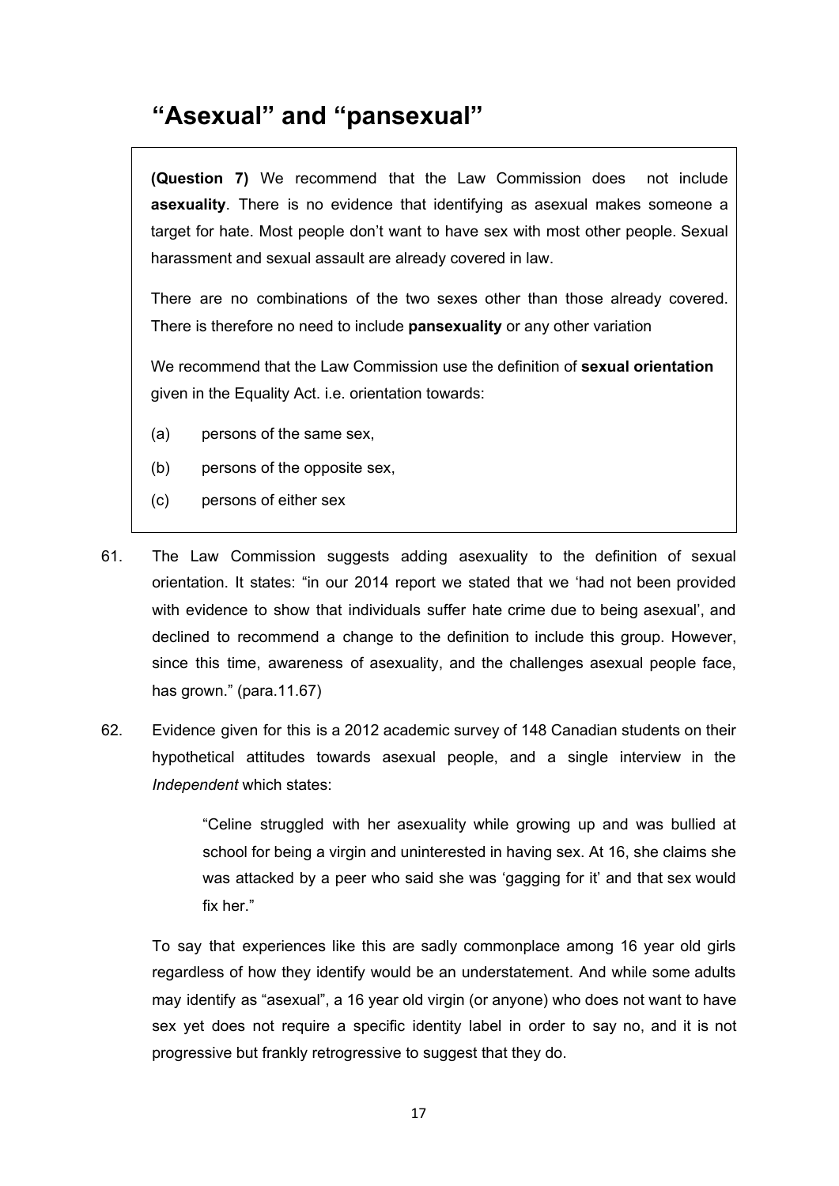# “Asexual” and “pansexual”

> **(Question 7)** We recommend that the Law Commission does not include **asexuality**. There is no evidence that identifying as asexual makes someone a target for hate. Most people don’t want to have sex with most other people. Sexual harassment and sexual assault are already covered in law.
>
> There are no combinations of the two sexes other than those already covered. There is therefore no need to include **pansexuality** or any other variation
>
> We recommend that the Law Commission use the definition of **sexual orientation** given in the Equality Act. i.e. orientation towards:
>
> (a) persons of the same sex,
>
> (b) persons of the opposite sex,
>
> (c) persons of either sex

61. The Law Commission suggests adding asexuality to the definition of sexual orientation. It states: “in our 2014 report we stated that we ‘had not been provided with evidence to show that individuals suffer hate crime due to being asexual’, and declined to recommend a change to the definition to include this group. However, since this time, awareness of asexuality, and the challenges asexual people face, has grown.” (para.11.67)

62. Evidence given for this is a 2012 academic survey of 148 Canadian students on their hypothetical attitudes towards asexual people, and a single interview in the *Independent* which states:

    > “Celine struggled with her asexuality while growing up and was bullied at school for being a virgin and uninterested in having sex. At 16, she claims she was attacked by a peer who said she was ‘gagging for it’ and that sex would fix her.”

    To say that experiences like this are sadly commonplace among 16 year old girls regardless of how they identify would be an understatement. And while some adults may identify as “asexual”, a 16 year old virgin (or anyone) who does not want to have sex yet does not require a specific identity label in order to say no, and it is not progressive but frankly retrogressive to suggest that they do.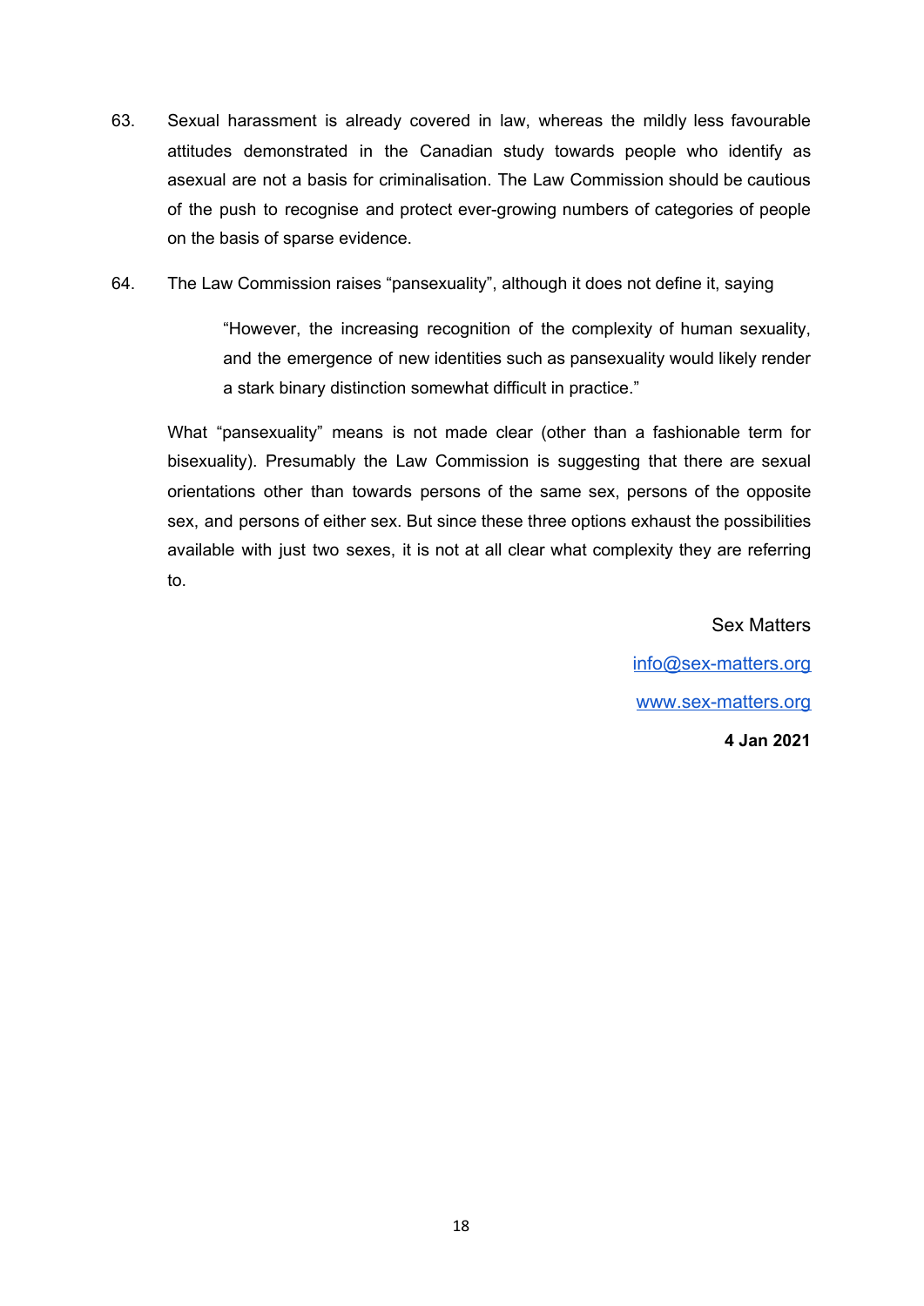63. Sexual harassment is already covered in law, whereas the mildly less favourable attitudes demonstrated in the Canadian study towards people who identify as asexual are not a basis for criminalisation. The Law Commission should be cautious of the push to recognise and protect ever-growing numbers of categories of people on the basis of sparse evidence.

64. The Law Commission raises "pansexuality", although it does not define it, saying

> "However, the increasing recognition of the complexity of human sexuality, and the emergence of new identities such as pansexuality would likely render a stark binary distinction somewhat difficult in practice."

What "pansexuality" means is not made clear (other than a fashionable term for bisexuality). Presumably the Law Commission is suggesting that there are sexual orientations other than towards persons of the same sex, persons of the opposite sex, and persons of either sex. But since these three options exhaust the possibilities available with just two sexes, it is not at all clear what complexity they are referring to.

Sex Matters

info@sex-matters.org

www.sex-matters.org

**4 Jan 2021**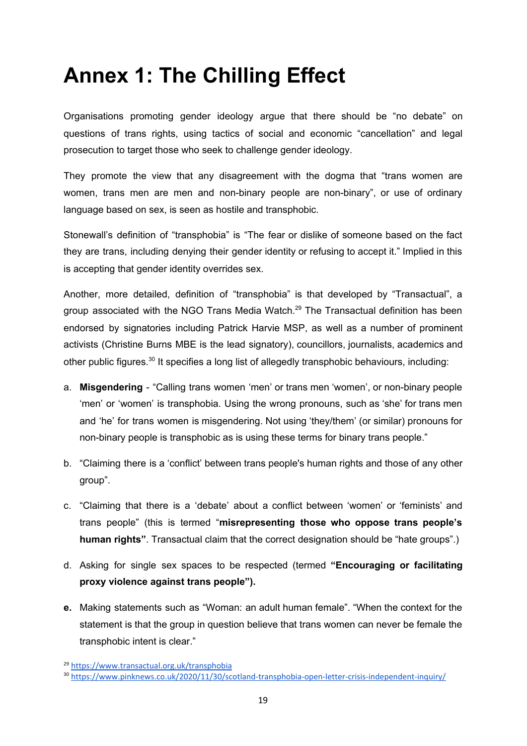# Annex 1: The Chilling Effect

Organisations promoting gender ideology argue that there should be “no debate” on questions of trans rights, using tactics of social and economic “cancellation” and legal prosecution to target those who seek to challenge gender ideology.

They promote the view that any disagreement with the dogma that “trans women are women, trans men are men and non-binary people are non-binary”, or use of ordinary language based on sex, is seen as hostile and transphobic.

Stonewall’s definition of “transphobia” is “The fear or dislike of someone based on the fact they are trans, including denying their gender identity or refusing to accept it.” Implied in this is accepting that gender identity overrides sex.

Another, more detailed, definition of “transphobia” is that developed by “Transactual”, a group associated with the NGO Trans Media Watch.[29] The Transactual definition has been endorsed by signatories including Patrick Harvie MSP, as well as a number of prominent activists (Christine Burns MBE is the lead signatory), councillors, journalists, academics and other public figures.[30] It specifies a long list of allegedly transphobic behaviours, including:

a. **Misgendering** - “Calling trans women ‘men’ or trans men ‘women’, or non-binary people ‘men’ or ‘women’ is transphobia. Using the wrong pronouns, such as ‘she’ for trans men and ‘he’ for trans women is misgendering. Not using ‘they/them’ (or similar) pronouns for non-binary people is transphobic as is using these terms for binary trans people.”

b. “Claiming there is a ‘conflict’ between trans people's human rights and those of any other group”.

c. “Claiming that there is a ‘debate’ about a conflict between ‘women’ or ‘feminists’ and trans people” (this is termed “**misrepresenting those who oppose trans people’s human rights”**. Transactual claim that the correct designation should be “hate groups”.)

d. Asking for single sex spaces to be respected (termed **“Encouraging or facilitating proxy violence against trans people”).**

**e.** Making statements such as “Woman: an adult human female”. “When the context for the statement is that the group in question believe that trans women can never be female the transphobic intent is clear.”

[29] https://www.transactual.org.uk/transphobia

[30] https://www.pinknews.co.uk/2020/11/30/scotland-transphobia-open-letter-crisis-independent-inquiry/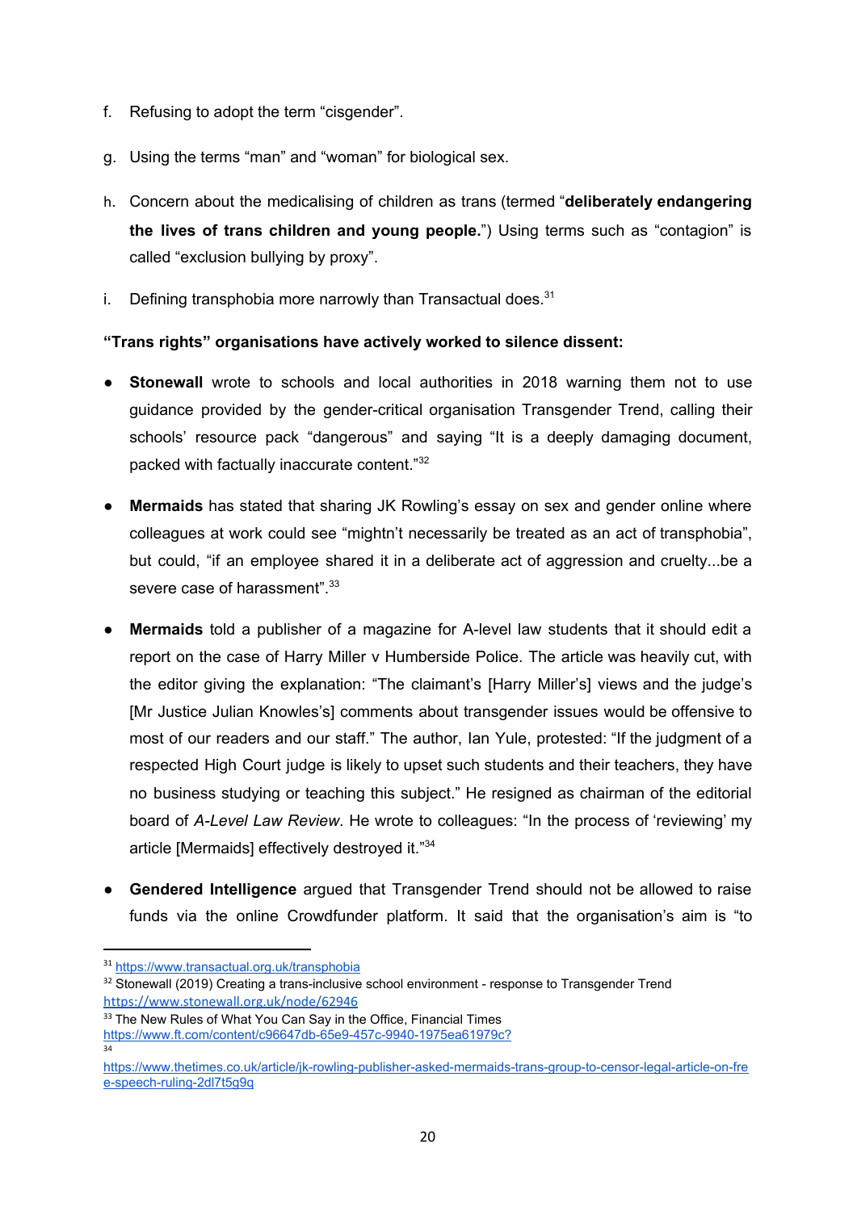f. Refusing to adopt the term "cisgender".

g. Using the terms "man" and "woman" for biological sex.

h. Concern about the medicalising of children as trans (termed "**deliberately endangering the lives of trans children and young people.**") Using terms such as "contagion" is called "exclusion bullying by proxy".

i. Defining transphobia more narrowly than Transactual does.[31]

**"Trans rights" organisations have actively worked to silence dissent:**

- **Stonewall** wrote to schools and local authorities in 2018 warning them not to use guidance provided by the gender-critical organisation Transgender Trend, calling their schools' resource pack "dangerous" and saying "It is a deeply damaging document, packed with factually inaccurate content."[32]

- **Mermaids** has stated that sharing JK Rowling's essay on sex and gender online where colleagues at work could see "mightn't necessarily be treated as an act of transphobia", but could, "if an employee shared it in a deliberate act of aggression and cruelty...be a severe case of harassment".[33]

- **Mermaids** told a publisher of a magazine for A-level law students that it should edit a report on the case of Harry Miller v Humberside Police. The article was heavily cut, with the editor giving the explanation: "The claimant's [Harry Miller's] views and the judge's [Mr Justice Julian Knowles's] comments about transgender issues would be offensive to most of our readers and our staff." The author, Ian Yule, protested: "If the judgment of a respected High Court judge is likely to upset such students and their teachers, they have no business studying or teaching this subject." He resigned as chairman of the editorial board of *A-Level Law Review*. He wrote to colleagues: "In the process of 'reviewing' my article [Mermaids] effectively destroyed it."[34]

- **Gendered Intelligence** argued that Transgender Trend should not be allowed to raise funds via the online Crowdfunder platform. It said that the organisation's aim is "to

---

[31] https://www.transactual.org.uk/transphobia

[32] Stonewall (2019) Creating a trans-inclusive school environment - response to Transgender Trend https://www.stonewall.org.uk/node/62946

[33] The New Rules of What You Can Say in the Office, Financial Times https://www.ft.com/content/c96647db-65e9-457c-9940-1975ea61979c?

[34] https://www.thetimes.co.uk/article/jk-rowling-publisher-asked-mermaids-trans-group-to-censor-legal-article-on-free-speech-ruling-2dl7t5g9q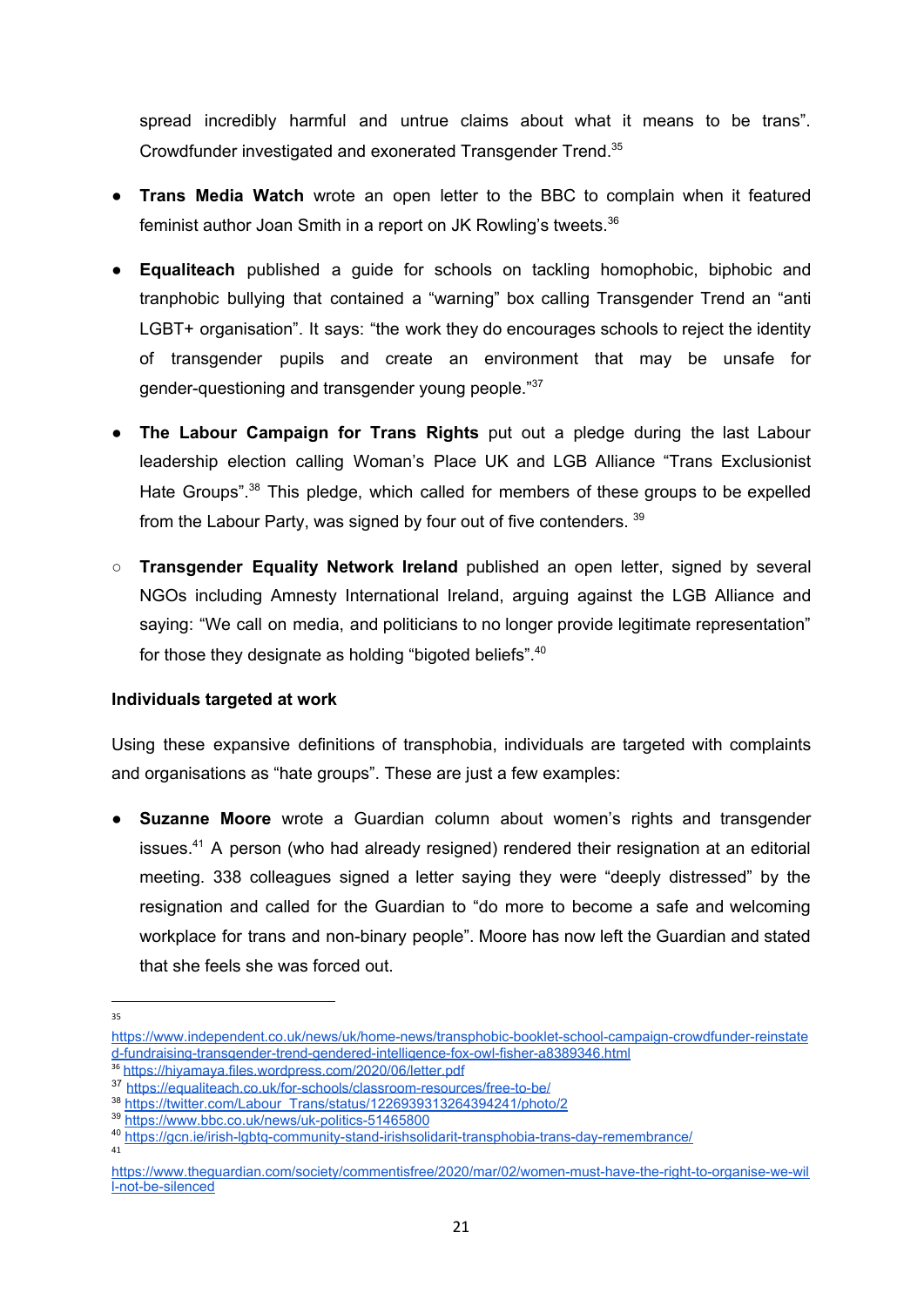spread incredibly harmful and untrue claims about what it means to be trans". Crowdfunder investigated and exonerated Transgender Trend.[35]

- **Trans Media Watch** wrote an open letter to the BBC to complain when it featured feminist author Joan Smith in a report on JK Rowling's tweets.[36]
- **Equaliteach** published a guide for schools on tackling homophobic, biphobic and tranphobic bullying that contained a "warning" box calling Transgender Trend an "anti LGBT+ organisation". It says: "the work they do encourages schools to reject the identity of transgender pupils and create an environment that may be unsafe for gender-questioning and transgender young people."[37]
- **The Labour Campaign for Trans Rights** put out a pledge during the last Labour leadership election calling Woman's Place UK and LGB Alliance "Trans Exclusionist Hate Groups".[38] This pledge, which called for members of these groups to be expelled from the Labour Party, was signed by four out of five contenders. [39]
   - **Transgender Equality Network Ireland** published an open letter, signed by several NGOs including Amnesty International Ireland, arguing against the LGB Alliance and saying: "We call on media, and politicians to no longer provide legitimate representation" for those they designate as holding "bigoted beliefs".[40]

**Individuals targeted at work**

Using these expansive definitions of transphobia, individuals are targeted with complaints and organisations as "hate groups". These are just a few examples:

- **Suzanne Moore** wrote a Guardian column about women's rights and transgender issues.[41] A person (who had already resigned) rendered their resignation at an editorial meeting. 338 colleagues signed a letter saying they were "deeply distressed" by the resignation and called for the Guardian to "do more to become a safe and welcoming workplace for trans and non-binary people". Moore has now left the Guardian and stated that she feels she was forced out.

---

[35] https://www.independent.co.uk/home-news/uk/home-news/transphobic-booklet-school-campaign-crowdfunder-reinstated-fundraising-transgender-trend-gendered-intelligence-fox-owl-fisher-a8389346.html

[36] https://hiyamaya.files.wordpress.com/2020/06/letter.pdf

[37] https://equaliteach.co.uk/for-schools/classroom-resources/free-to-be/

[38] https://twitter.com/Labour_Trans/status/1226939313264394241/photo/2

[39] https://www.bbc.co.uk/news/uk-politics-51465800

[40] https://gcn.ie/irish-lgbtq-community-stand-irishsolidarit-transphobia-trans-day-remembrance/

[41] https://www.theguardian.com/society/commentisfree/2020/mar/02/women-must-have-the-right-to-organise-we-will-not-be-silenced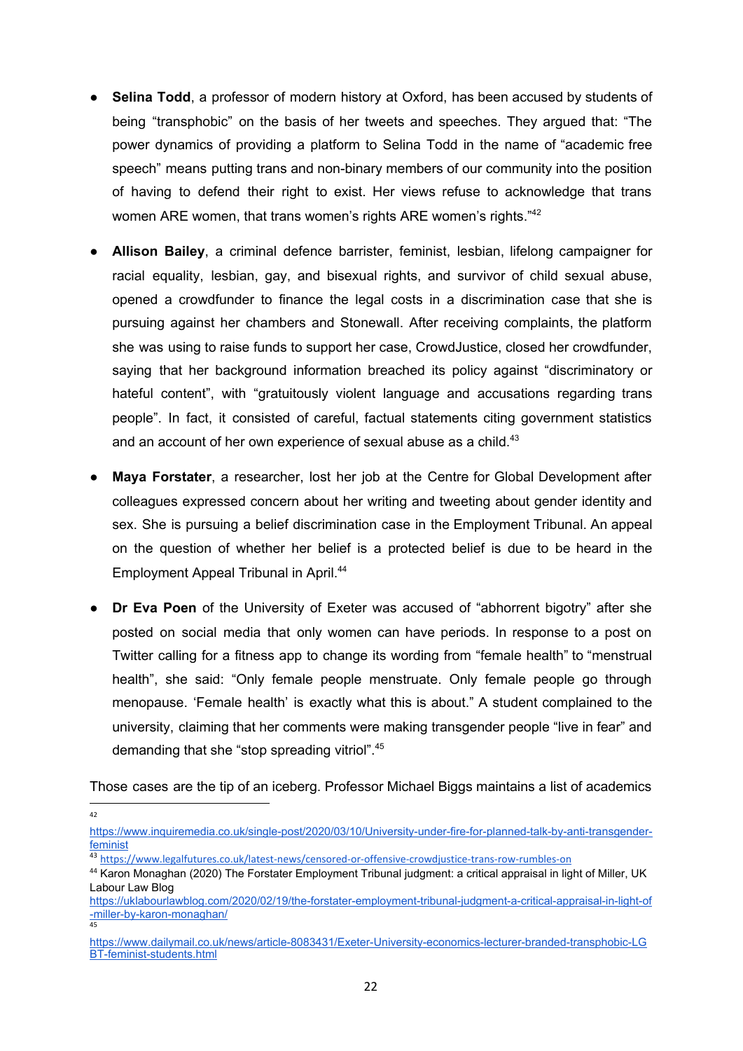- **Selina Todd**, a professor of modern history at Oxford, has been accused by students of being "transphobic" on the basis of her tweets and speeches. They argued that: "The power dynamics of providing a platform to Selina Todd in the name of "academic free speech" means putting trans and non-binary members of our community into the position of having to defend their right to exist. Her views refuse to acknowledge that trans women ARE women, that trans women's rights ARE women's rights."[42]
- **Allison Bailey**, a criminal defence barrister, feminist, lesbian, lifelong campaigner for racial equality, lesbian, gay, and bisexual rights, and survivor of child sexual abuse, opened a crowdfunder to finance the legal costs in a discrimination case that she is pursuing against her chambers and Stonewall. After receiving complaints, the platform she was using to raise funds to support her case, CrowdJustice, closed her crowdfunder, saying that her background information breached its policy against "discriminatory or hateful content", with "gratuitously violent language and accusations regarding trans people". In fact, it consisted of careful, factual statements citing government statistics and an account of her own experience of sexual abuse as a child.[43]
- **Maya Forstater**, a researcher, lost her job at the Centre for Global Development after colleagues expressed concern about her writing and tweeting about gender identity and sex. She is pursuing a belief discrimination case in the Employment Tribunal. An appeal on the question of whether her belief is a protected belief is due to be heard in the Employment Appeal Tribunal in April.[44]
- **Dr Eva Poen** of the University of Exeter was accused of "abhorrent bigotry" after she posted on social media that only women can have periods. In response to a post on Twitter calling for a fitness app to change its wording from "female health" to "menstrual health", she said: "Only female people menstruate. Only female people go through menopause. 'Female health' is exactly what this is about." A student complained to the university, claiming that her comments were making transgender people "live in fear" and demanding that she "stop spreading vitriol".[45]

Those cases are the tip of an iceberg. Professor Michael Biggs maintains a list of academics

---

[42] https://www.inquiremedia.co.uk/single-post/2020/03/10/University-under-fire-for-planned-talk-by-anti-transgender-feminist

[43] https://www.legalfutures.co.uk/latest-news/censored-or-offensive-crowdjustice-trans-row-rumbles-on

[44] Karon Monaghan (2020) The Forstater Employment Tribunal judgment: a critical appraisal in light of Miller, UK Labour Law Blog https://uklabourlawblog.com/2020/02/19/the-forstater-employment-tribunal-judgment-a-critical-appraisal-in-light-of-miller-by-karon-monaghan/

[45] https://www.dailymail.co.uk/news/article-8083431/Exeter-University-economics-lecturer-branded-transphobic-LGBT-feminist-students.html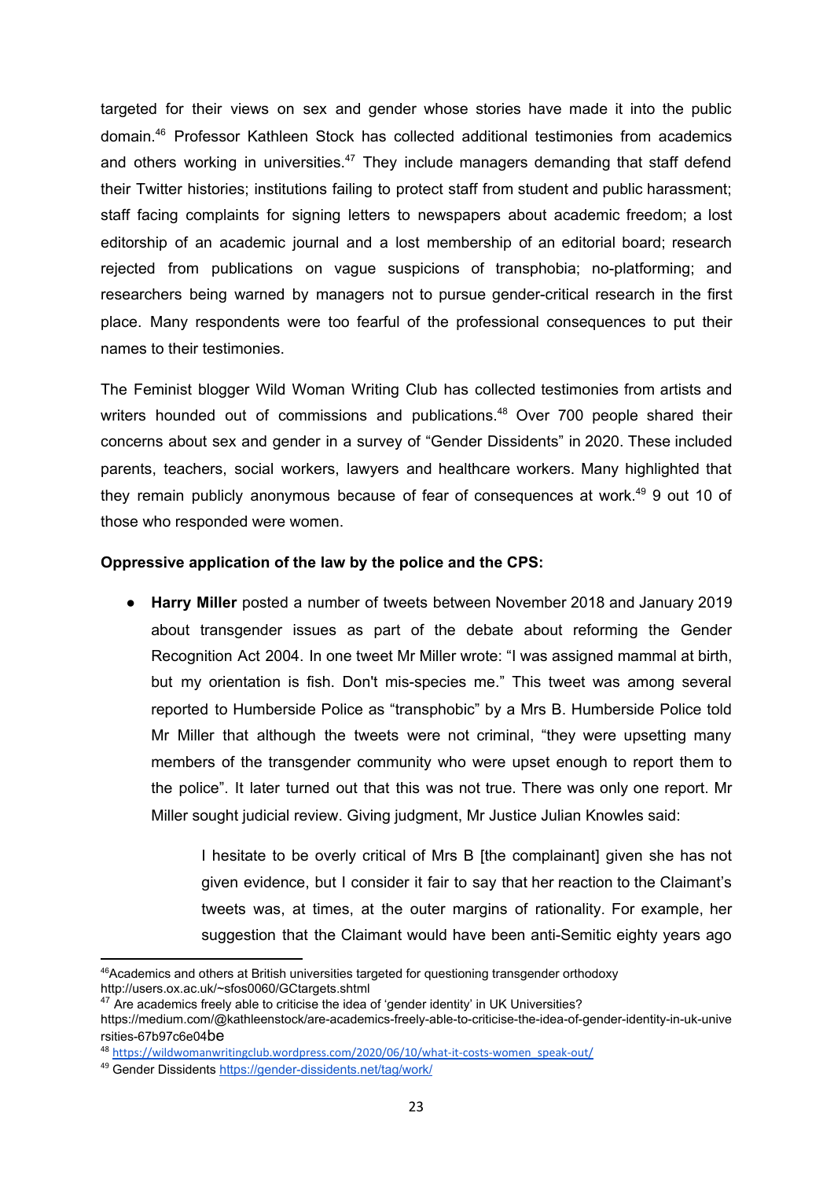targeted for their views on sex and gender whose stories have made it into the public domain.[46] Professor Kathleen Stock has collected additional testimonies from academics and others working in universities.[47] They include managers demanding that staff defend their Twitter histories; institutions failing to protect staff from student and public harassment; staff facing complaints for signing letters to newspapers about academic freedom; a lost editorship of an academic journal and a lost membership of an editorial board; research rejected from publications on vague suspicions of transphobia; no-platforming; and researchers being warned by managers not to pursue gender-critical research in the first place. Many respondents were too fearful of the professional consequences to put their names to their testimonies.

The Feminist blogger Wild Woman Writing Club has collected testimonies from artists and writers hounded out of commissions and publications.[48] Over 700 people shared their concerns about sex and gender in a survey of "Gender Dissidents" in 2020. These included parents, teachers, social workers, lawyers and healthcare workers. Many highlighted that they remain publicly anonymous because of fear of consequences at work.[49] 9 out 10 of those who responded were women.

**Oppressive application of the law by the police and the CPS:**

- **Harry Miller** posted a number of tweets between November 2018 and January 2019 about transgender issues as part of the debate about reforming the Gender Recognition Act 2004. In one tweet Mr Miller wrote: "I was assigned mammal at birth, but my orientation is fish. Don't mis-species me." This tweet was among several reported to Humberside Police as "transphobic" by a Mrs B. Humberside Police told Mr Miller that although the tweets were not criminal, "they were upsetting many members of the transgender community who were upset enough to report them to the police". It later turned out that this was not true. There was only one report. Mr Miller sought judicial review. Giving judgment, Mr Justice Julian Knowles said:

  > I hesitate to be overly critical of Mrs B [the complainant] given she has not given evidence, but I consider it fair to say that her reaction to the Claimant's tweets was, at times, at the outer margins of rationality. For example, her suggestion that the Claimant would have been anti-Semitic eighty years ago

---

[46] Academics and others at British universities targeted for questioning transgender orthodoxy http://users.ox.ac.uk/~sfos0060/GCtargets.shtml

[47] Are academics freely able to criticise the idea of 'gender identity' in UK Universities? https://medium.com/@kathleenstock/are-academics-freely-able-to-criticise-the-idea-of-gender-identity-in-uk-universities-67b97c6e04be

[48] https://wildwomanwritingclub.wordpress.com/2020/06/10/what-it-costs-women_speak-out/

[49] Gender Dissidents https://gender-dissidents.net/tag/work/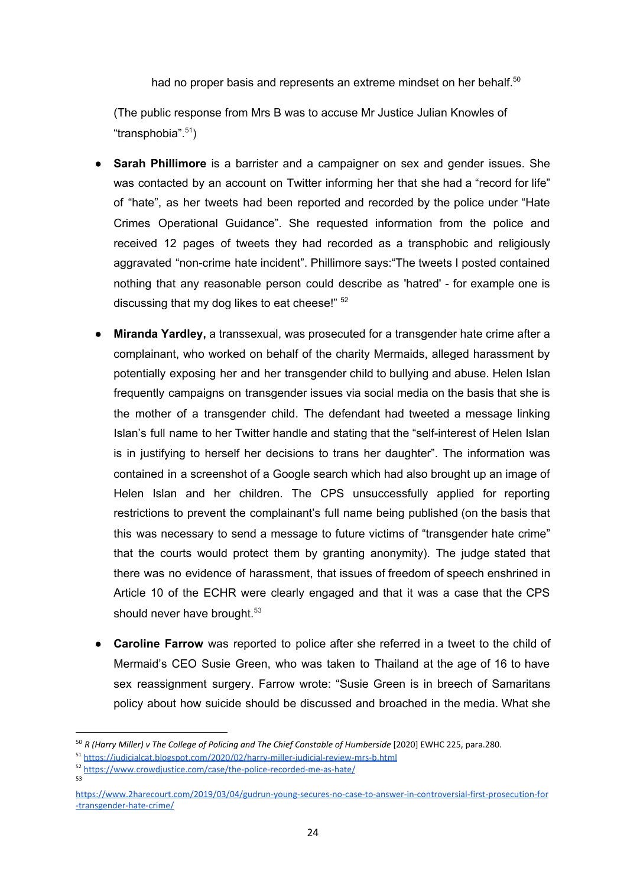had no proper basis and represents an extreme mindset on her behalf.[50]

(The public response from Mrs B was to accuse Mr Justice Julian Knowles of "transphobia".[51])

- **Sarah Phillimore** is a barrister and a campaigner on sex and gender issues. She was contacted by an account on Twitter informing her that she had a "record for life" of "hate", as her tweets had been reported and recorded by the police under "Hate Crimes Operational Guidance". She requested information from the police and received 12 pages of tweets they had recorded as a transphobic and religiously aggravated "non-crime hate incident". Phillimore says:"The tweets I posted contained nothing that any reasonable person could describe as 'hatred' - for example one is discussing that my dog likes to eat cheese!" [52]

- **Miranda Yardley,** a transsexual, was prosecuted for a transgender hate crime after a complainant, who worked on behalf of the charity Mermaids, alleged harassment by potentially exposing her and her transgender child to bullying and abuse. Helen Islan frequently campaigns on transgender issues via social media on the basis that she is the mother of a transgender child. The defendant had tweeted a message linking Islan's full name to her Twitter handle and stating that the "self-interest of Helen Islan is in justifying to herself her decisions to trans her daughter". The information was contained in a screenshot of a Google search which had also brought up an image of Helen Islan and her children. The CPS unsuccessfully applied for reporting restrictions to prevent the complainant's full name being published (on the basis that this was necessary to send a message to future victims of "transgender hate crime" that the courts would protect them by granting anonymity). The judge stated that there was no evidence of harassment, that issues of freedom of speech enshrined in Article 10 of the ECHR were clearly engaged and that it was a case that the CPS should never have brought.[53]

- **Caroline Farrow** was reported to police after she referred in a tweet to the child of Mermaid's CEO Susie Green, who was taken to Thailand at the age of 16 to have sex reassignment surgery. Farrow wrote: "Susie Green is in breech of Samaritans policy about how suicide should be discussed and broached in the media. What she

---

[50] *R (Harry Miller) v The College of Policing and The Chief Constable of Humberside* [2020] EWHC 225, para.280.

[51] https://judicialcat.blogspot.com/2020/02/harry-miller-judicial-review-mrs-b.html

[52] https://www.crowdjustice.com/case/the-police-recorded-me-as-hate/

[53] https://www.2harecourt.com/2019/03/04/gudrun-young-secures-no-case-to-answer-in-controversial-first-prosecution-for-transgender-hate-crime/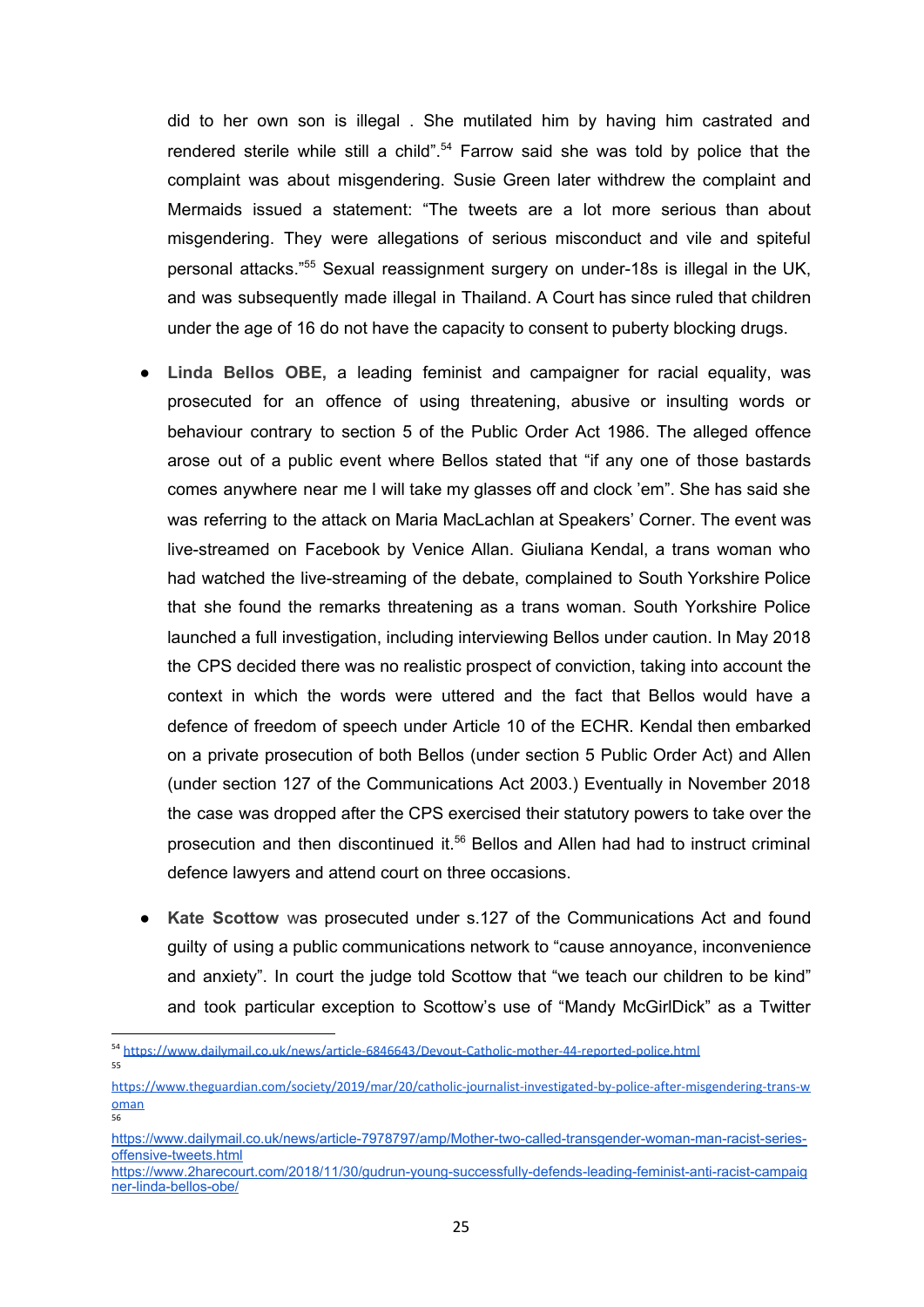did to her own son is illegal . She mutilated him by having him castrated and rendered sterile while still a child".[54] Farrow said she was told by police that the complaint was about misgendering. Susie Green later withdrew the complaint and Mermaids issued a statement: "The tweets are a lot more serious than about misgendering. They were allegations of serious misconduct and vile and spiteful personal attacks."[55] Sexual reassignment surgery on under-18s is illegal in the UK, and was subsequently made illegal in Thailand. A Court has since ruled that children under the age of 16 do not have the capacity to consent to puberty blocking drugs.

- **Linda Bellos OBE,** a leading feminist and campaigner for racial equality, was prosecuted for an offence of using threatening, abusive or insulting words or behaviour contrary to section 5 of the Public Order Act 1986. The alleged offence arose out of a public event where Bellos stated that "if any one of those bastards comes anywhere near me I will take my glasses off and clock 'em". She has said she was referring to the attack on Maria MacLachlan at Speakers' Corner. The event was live-streamed on Facebook by Venice Allan. Giuliana Kendal, a trans woman who had watched the live-streaming of the debate, complained to South Yorkshire Police that she found the remarks threatening as a trans woman. South Yorkshire Police launched a full investigation, including interviewing Bellos under caution. In May 2018 the CPS decided there was no realistic prospect of conviction, taking into account the context in which the words were uttered and the fact that Bellos would have a defence of freedom of speech under Article 10 of the ECHR. Kendal then embarked on a private prosecution of both Bellos (under section 5 Public Order Act) and Allen (under section 127 of the Communications Act 2003.) Eventually in November 2018 the case was dropped after the CPS exercised their statutory powers to take over the prosecution and then discontinued it.[56] Bellos and Allen had had to instruct criminal defence lawyers and attend court on three occasions.

- **Kate Scottow** was prosecuted under s.127 of the Communications Act and found guilty of using a public communications network to "cause annoyance, inconvenience and anxiety". In court the judge told Scottow that "we teach our children to be kind" and took particular exception to Scottow's use of "Mandy McGirlDick" as a Twitter

---

[54] https://www.dailymail.co.uk/news/article-6846643/Devout-Catholic-mother-44-reported-police.html

[55] https://www.theguardian.com/society/2019/mar/20/catholic-journalist-investigated-by-police-after-misgendering-trans-woman

[56] https://www.dailymail.co.uk/news/article-7978797/amp/Mother-two-called-transgender-woman-man-racist-series-offensive-tweets.html
https://www.2harecourt.com/2018/11/30/gudrun-young-successfully-defends-leading-feminist-anti-racist-campaigner-linda-bellos-obe/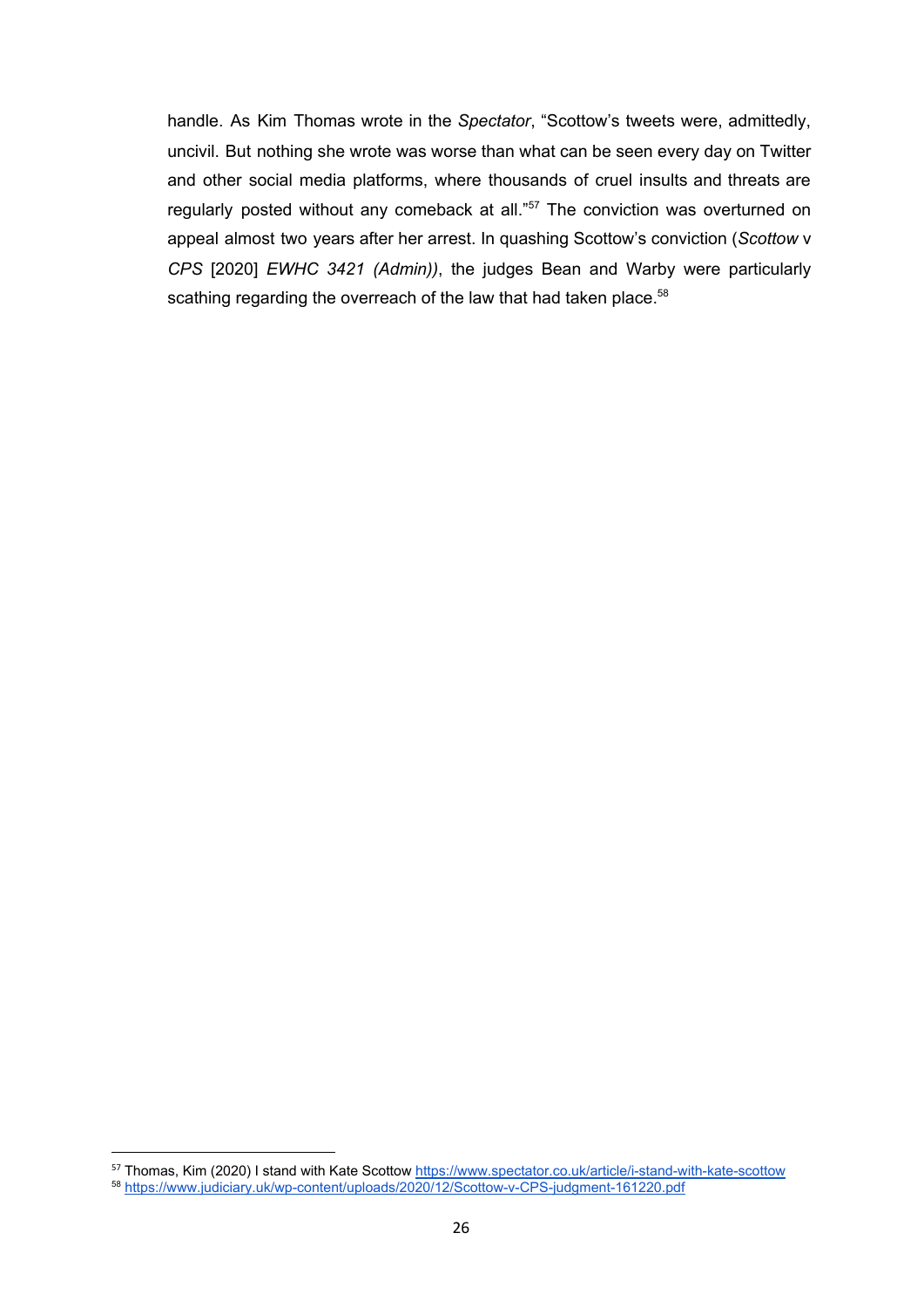handle. As Kim Thomas wrote in the *Spectator*, "Scottow's tweets were, admittedly, uncivil. But nothing she wrote was worse than what can be seen every day on Twitter and other social media platforms, where thousands of cruel insults and threats are regularly posted without any comeback at all."[57] The conviction was overturned on appeal almost two years after her arrest. In quashing Scottow's conviction (*Scottow* v *CPS* [2020] *EWHC 3421 (Admin))*, the judges Bean and Warby were particularly scathing regarding the overreach of the law that had taken place.[58]

---

[57] Thomas, Kim (2020) I stand with Kate Scottow https://www.spectator.co.uk/article/i-stand-with-kate-scottow

[58] https://www.judiciary.uk/wp-content/uploads/2020/12/Scottow-v-CPS-judgment-161220.pdf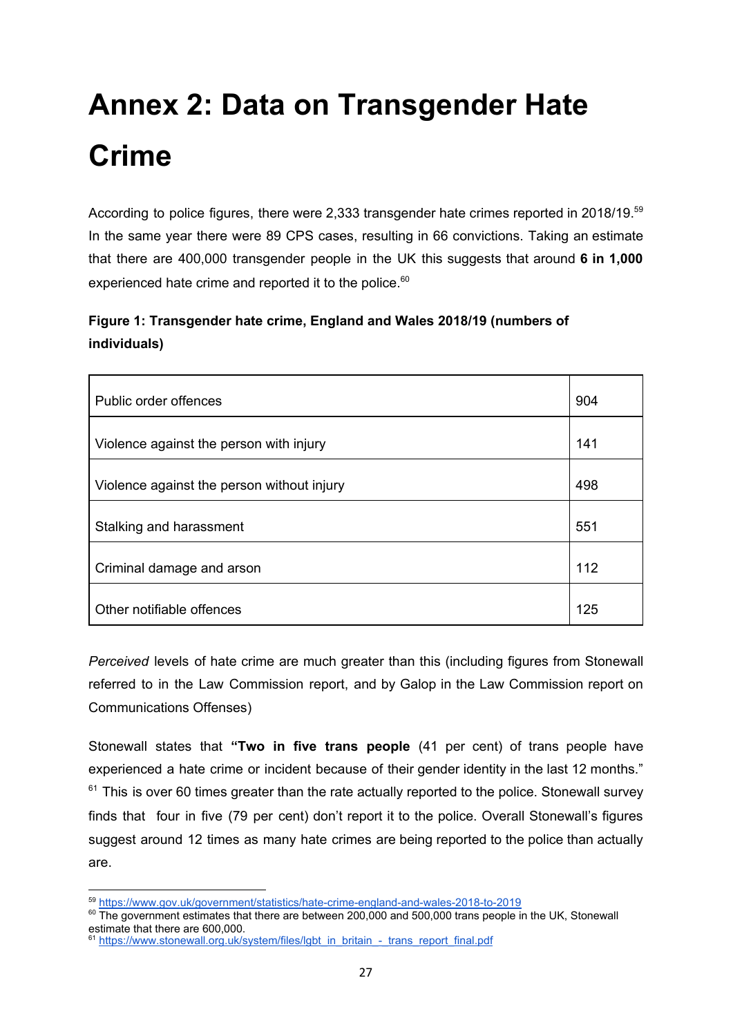# Annex 2: Data on Transgender Hate Crime

According to police figures, there were 2,333 transgender hate crimes reported in 2018/19.[59] In the same year there were 89 CPS cases, resulting in 66 convictions. Taking an estimate that there are 400,000 transgender people in the UK this suggests that around **6 in 1,000** experienced hate crime and reported it to the police.[60]

**Figure 1: Transgender hate crime, England and Wales 2018/19 (numbers of individuals)**

| | |
|---|---|
| Public order offences | 904 |
| Violence against the person with injury | 141 |
| Violence against the person without injury | 498 |
| Stalking and harassment | 551 |
| Criminal damage and arson | 112 |
| Other notifiable offences | 125 |

*Perceived* levels of hate crime are much greater than this (including figures from Stonewall referred to in the Law Commission report, and by Galop in the Law Commission report on Communications Offenses)

Stonewall states that **"Two in five trans people** (41 per cent) of trans people have experienced a hate crime or incident because of their gender identity in the last 12 months." [61] This is over 60 times greater than the rate actually reported to the police. Stonewall survey finds that four in five (79 per cent) don't report it to the police. Overall Stonewall's figures suggest around 12 times as many hate crimes are being reported to the police than actually are.

---

[59] https://www.gov.uk/government/statistics/hate-crime-england-and-wales-2018-to-2019

[60] The government estimates that there are between 200,000 and 500,000 trans people in the UK, Stonewall estimate that there are 600,000.

[61] https://www.stonewall.org.uk/system/files/lgbt_in_britain_-_trans_report_final.pdf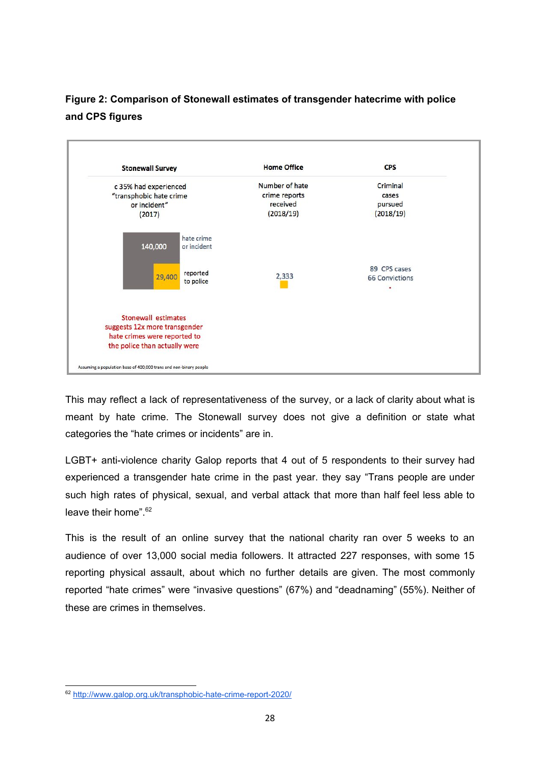**Figure 2: Comparison of Stonewall estimates of transgender hatecrime with police and CPS figures**

| Stonewall Survey | Home Office | CPS |
|---|---|---|
| c 35% had experienced "transphobic hate crime or incident" (2017) | Number of hate crime reports received (2018/19) | Criminal cases pursued (2018/19) |
| 140,000 hate crime or incident | | |
| 29,400 reported to police | 2,333 | 89 CPS cases 66 Convictions |

Stonewall estimates suggests 12x more transgender hate crimes were reported to the police than actually were

Assuming a population base of 400,000 trans and non-binary people

This may reflect a lack of representativeness of the survey, or a lack of clarity about what is meant by hate crime. The Stonewall survey does not give a definition or state what categories the "hate crimes or incidents" are in.

LGBT+ anti-violence charity Galop reports that 4 out of 5 respondents to their survey had experienced a transgender hate crime in the past year. they say "Trans people are under such high rates of physical, sexual, and verbal attack that more than half feel less able to leave their home".[62]

This is the result of an online survey that the national charity ran over 5 weeks to an audience of over 13,000 social media followers. It attracted 227 responses, with some 15 reporting physical assault, about which no further details are given. The most commonly reported "hate crimes" were "invasive questions" (67%) and "deadnaming" (55%). Neither of these are crimes in themselves.

---

[62] http://www.galop.org.uk/transphobic-hate-crime-report-2020/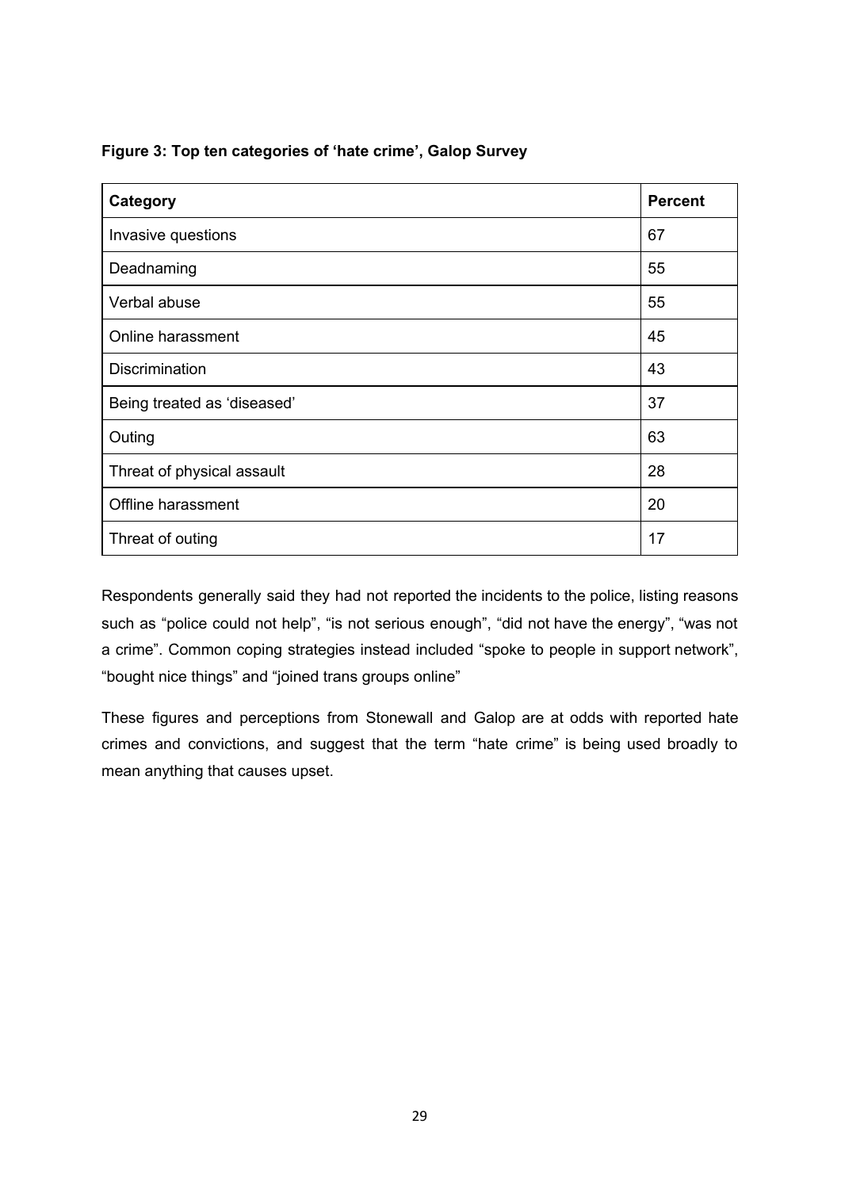**Figure 3: Top ten categories of 'hate crime', Galop Survey**

| Category | Percent |
|---|---|
| Invasive questions | 67 |
| Deadnaming | 55 |
| Verbal abuse | 55 |
| Online harassment | 45 |
| Discrimination | 43 |
| Being treated as 'diseased' | 37 |
| Outing | 63 |
| Threat of physical assault | 28 |
| Offline harassment | 20 |
| Threat of outing | 17 |

Respondents generally said they had not reported the incidents to the police, listing reasons such as "police could not help", "is not serious enough", "did not have the energy", "was not a crime". Common coping strategies instead included "spoke to people in support network", "bought nice things" and "joined trans groups online"

These figures and perceptions from Stonewall and Galop are at odds with reported hate crimes and convictions, and suggest that the term "hate crime" is being used broadly to mean anything that causes upset.